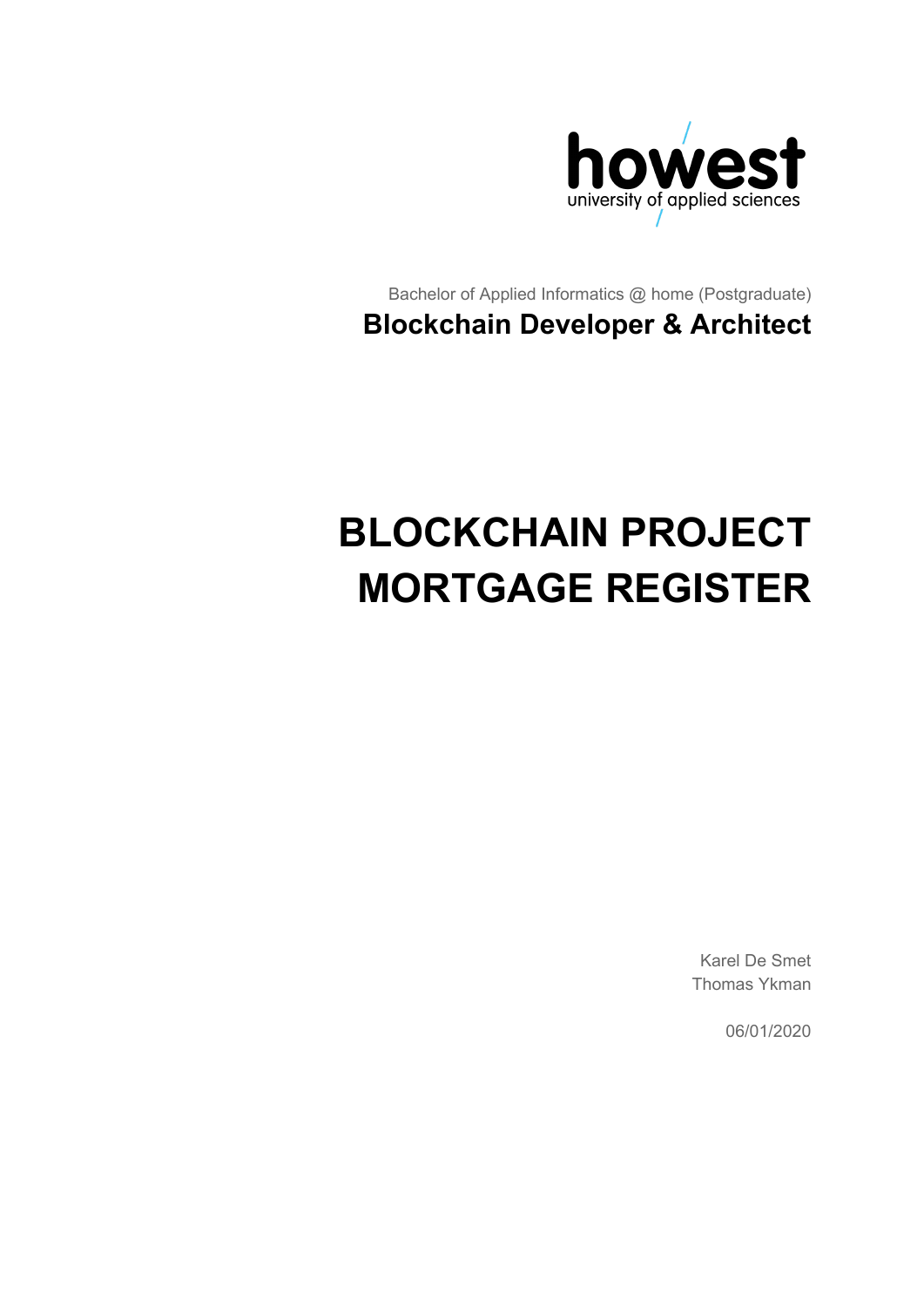howest
university of applied sciences

Bachelor of Applied Informatics @ home (Postgraduate)

**Blockchain Developer & Architect**

# BLOCKCHAIN PROJECT MORTGAGE REGISTER

Karel De Smet
Thomas Ykman

06/01/2020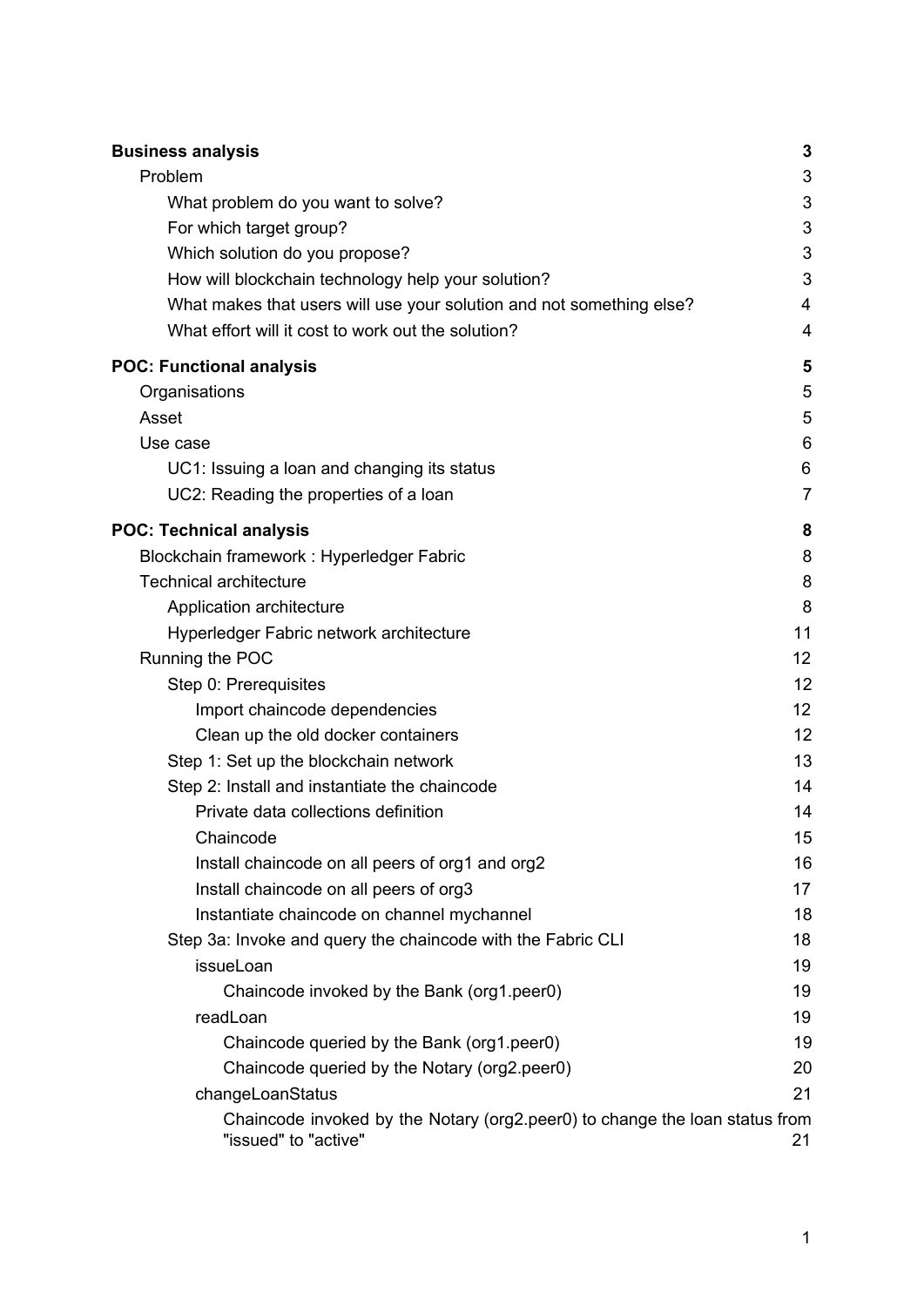**Business analysis** 3

- Problem 3
  - What problem do you want to solve? 3
  - For which target group? 3
  - Which solution do you propose? 3
  - How will blockchain technology help your solution? 3
  - What makes that users will use your solution and not something else? 4
  - What effort will it cost to work out the solution? 4

**POC: Functional analysis** 5

- Organisations 5
- Asset 5
- Use case 6
  - UC1: Issuing a loan and changing its status 6
  - UC2: Reading the properties of a loan 7

**POC: Technical analysis** 8

- Blockchain framework : Hyperledger Fabric 8
- Technical architecture 8
  - Application architecture 8
  - Hyperledger Fabric network architecture 11
- Running the POC 12
  - Step 0: Prerequisites 12
    - Import chaincode dependencies 12
    - Clean up the old docker containers 12
  - Step 1: Set up the blockchain network 13
  - Step 2: Install and instantiate the chaincode 14
    - Private data collections definition 14
    - Chaincode 15
    - Install chaincode on all peers of org1 and org2 16
    - Install chaincode on all peers of org3 17
    - Instantiate chaincode on channel mychannel 18
  - Step 3a: Invoke and query the chaincode with the Fabric CLI 18
    - issueLoan 19
      - Chaincode invoked by the Bank (org1.peer0) 19
    - readLoan 19
      - Chaincode queried by the Bank (org1.peer0) 19
      - Chaincode queried by the Notary (org2.peer0) 20
    - changeLoanStatus 21
      - Chaincode invoked by the Notary (org2.peer0) to change the loan status from "issued" to "active" 21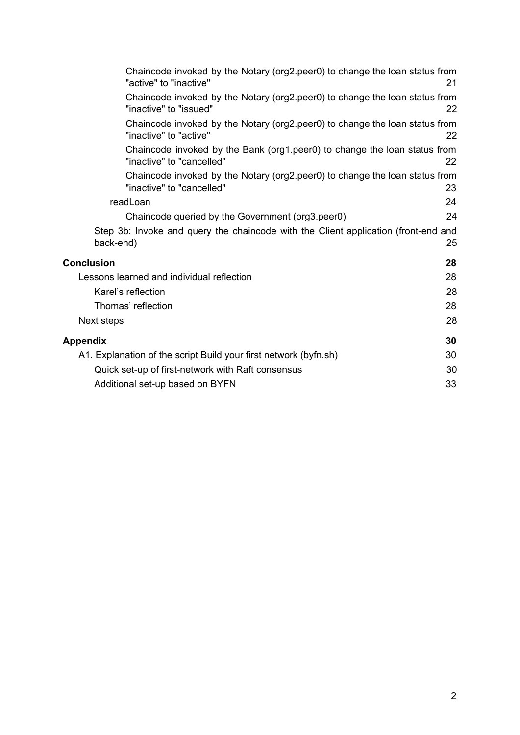Chaincode invoked by the Notary (org2.peer0) to change the loan status from "active" to "inactive" 21

Chaincode invoked by the Notary (org2.peer0) to change the loan status from "inactive" to "issued" 22

Chaincode invoked by the Notary (org2.peer0) to change the loan status from "inactive" to "active" 22

Chaincode invoked by the Bank (org1.peer0) to change the loan status from "inactive" to "cancelled" 22

Chaincode invoked by the Notary (org2.peer0) to change the loan status from "inactive" to "cancelled" 23

readLoan 24

Chaincode queried by the Government (org3.peer0) 24

Step 3b: Invoke and query the chaincode with the Client application (front-end and back-end) 25

**Conclusion** **28**

Lessons learned and individual reflection 28

Karel's reflection 28

Thomas' reflection 28

Next steps 28

**Appendix** **30**

A1. Explanation of the script Build your first network (byfn.sh) 30

Quick set-up of first-network with Raft consensus 30

Additional set-up based on BYFN 33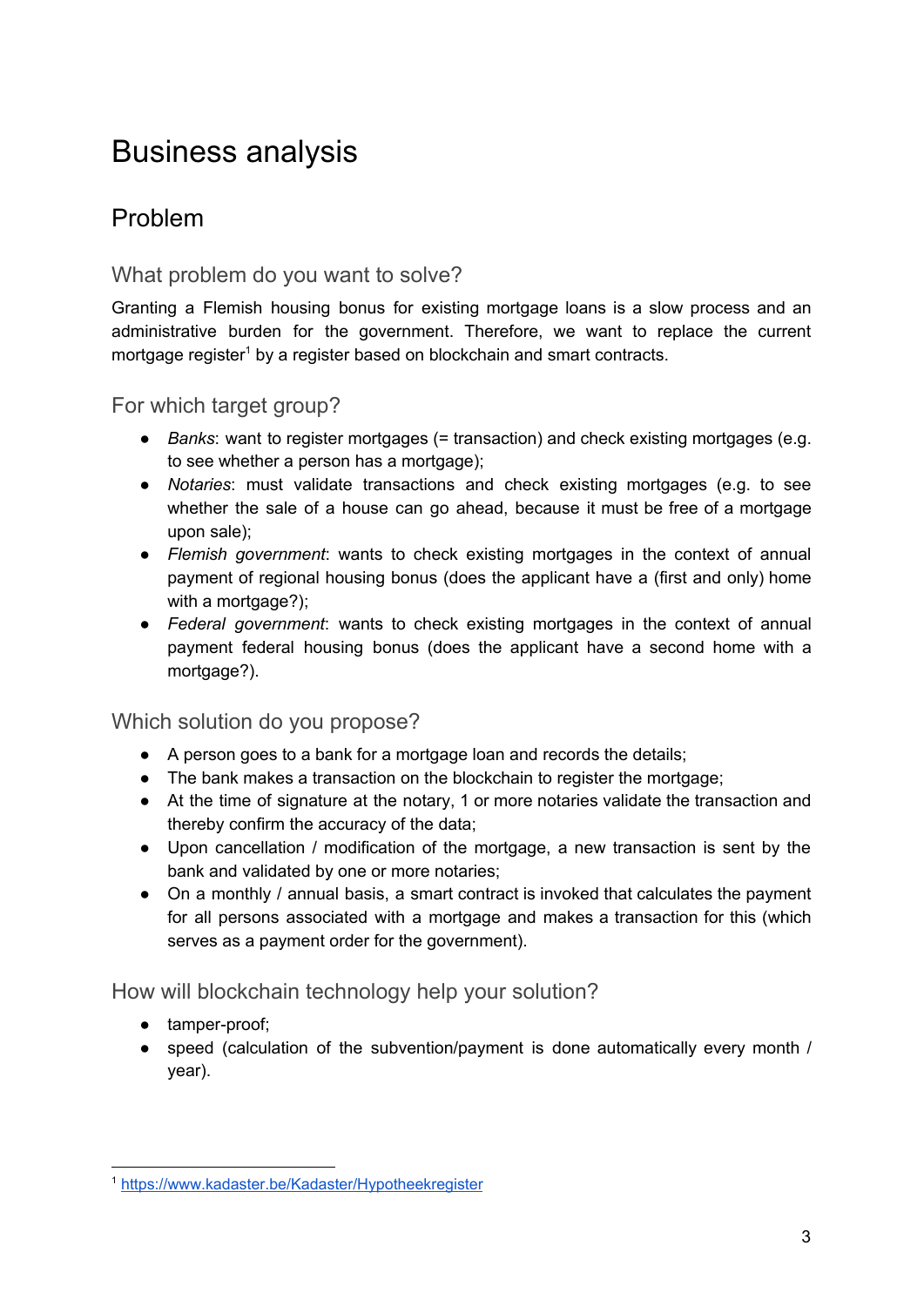# Business analysis

## Problem

### What problem do you want to solve?

Granting a Flemish housing bonus for existing mortgage loans is a slow process and an administrative burden for the government. Therefore, we want to replace the current mortgage register[1] by a register based on blockchain and smart contracts.

### For which target group?

- *Banks*: want to register mortgages (= transaction) and check existing mortgages (e.g. to see whether a person has a mortgage);
- *Notaries*: must validate transactions and check existing mortgages (e.g. to see whether the sale of a house can go ahead, because it must be free of a mortgage upon sale);
- *Flemish government*: wants to check existing mortgages in the context of annual payment of regional housing bonus (does the applicant have a (first and only) home with a mortgage?);
- *Federal government*: wants to check existing mortgages in the context of annual payment federal housing bonus (does the applicant have a second home with a mortgage?).

### Which solution do you propose?

- A person goes to a bank for a mortgage loan and records the details;
- The bank makes a transaction on the blockchain to register the mortgage;
- At the time of signature at the notary, 1 or more notaries validate the transaction and thereby confirm the accuracy of the data;
- Upon cancellation / modification of the mortgage, a new transaction is sent by the bank and validated by one or more notaries;
- On a monthly / annual basis, a smart contract is invoked that calculates the payment for all persons associated with a mortgage and makes a transaction for this (which serves as a payment order for the government).

### How will blockchain technology help your solution?

- tamper-proof;
- speed (calculation of the subvention/payment is done automatically every month / year).

---

[1] https://www.kadaster.be/Kadaster/Hypotheekregister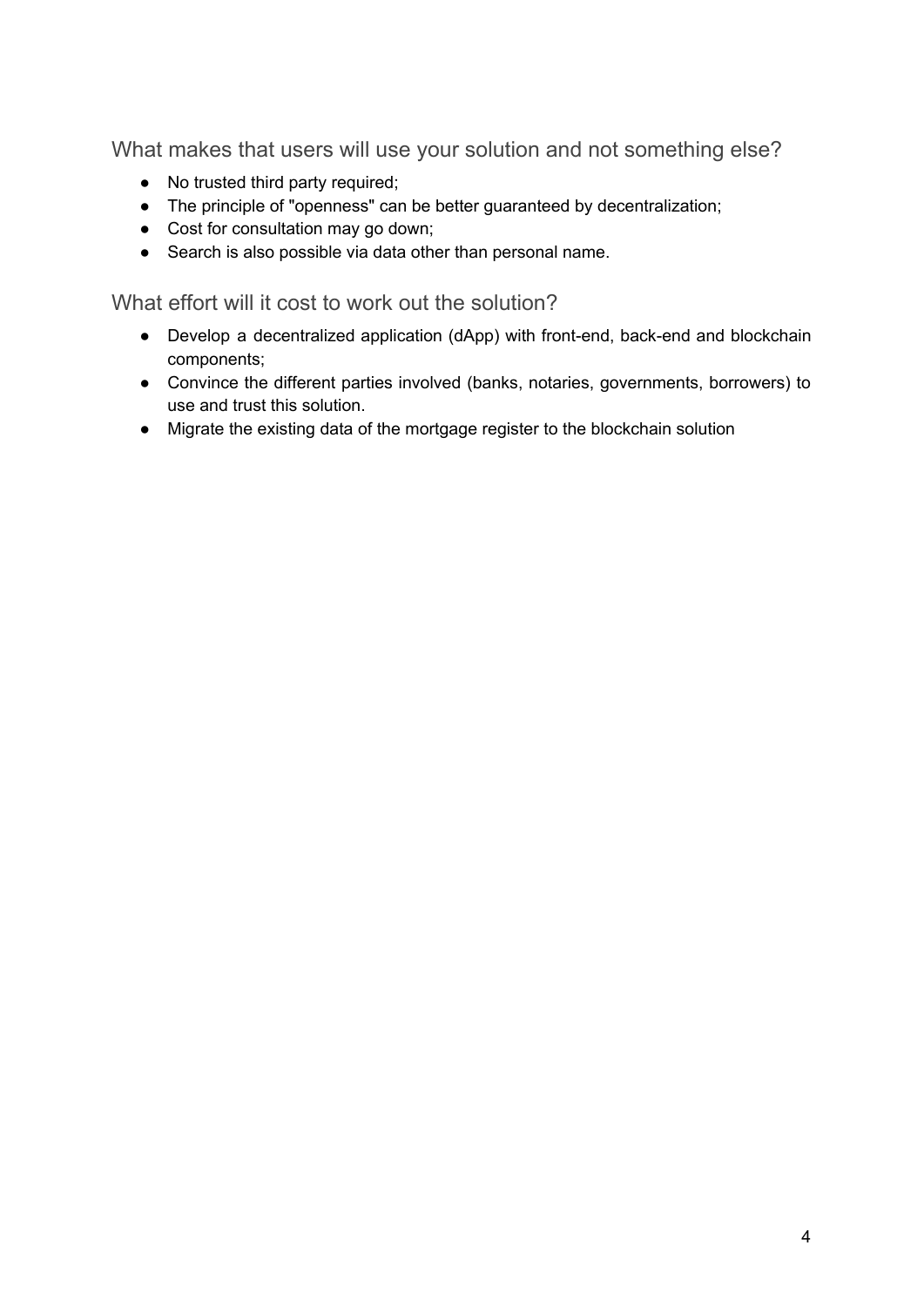## What makes that users will use your solution and not something else?

- No trusted third party required;
- The principle of "openness" can be better guaranteed by decentralization;
- Cost for consultation may go down;
- Search is also possible via data other than personal name.

## What effort will it cost to work out the solution?

- Develop a decentralized application (dApp) with front-end, back-end and blockchain components;
- Convince the different parties involved (banks, notaries, governments, borrowers) to use and trust this solution.
- Migrate the existing data of the mortgage register to the blockchain solution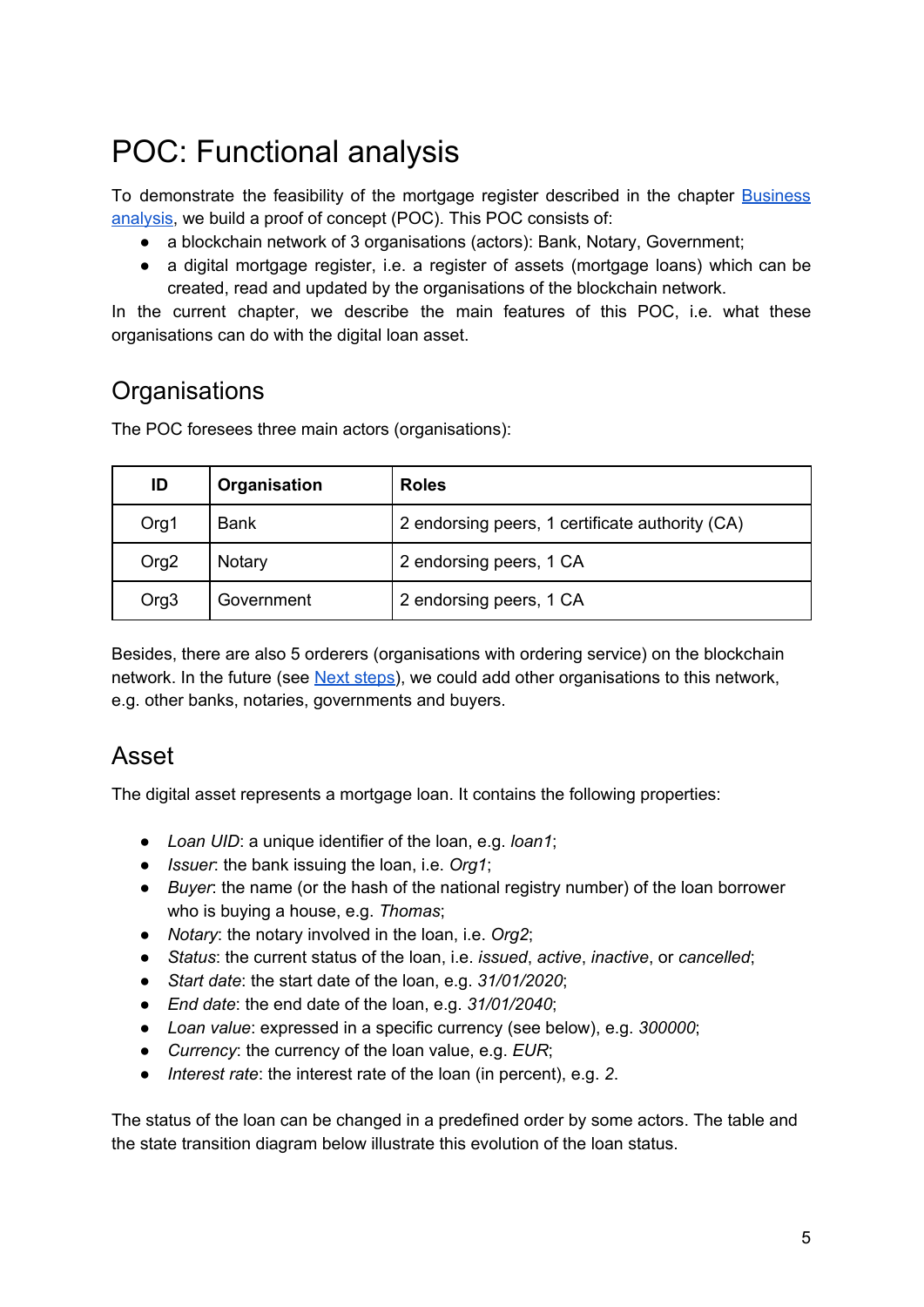# POC: Functional analysis

To demonstrate the feasibility of the mortgage register described in the chapter Business analysis, we build a proof of concept (POC). This POC consists of:

- a blockchain network of 3 organisations (actors): Bank, Notary, Government;
- a digital mortgage register, i.e. a register of assets (mortgage loans) which can be created, read and updated by the organisations of the blockchain network.

In the current chapter, we describe the main features of this POC, i.e. what these organisations can do with the digital loan asset.

## Organisations

The POC foresees three main actors (organisations):

| ID | Organisation | Roles |
|---|---|---|
| Org1 | Bank | 2 endorsing peers, 1 certificate authority (CA) |
| Org2 | Notary | 2 endorsing peers, 1 CA |
| Org3 | Government | 2 endorsing peers, 1 CA |

Besides, there are also 5 orderers (organisations with ordering service) on the blockchain network. In the future (see Next steps), we could add other organisations to this network, e.g. other banks, notaries, governments and buyers.

## Asset

The digital asset represents a mortgage loan. It contains the following properties:

- *Loan UID*: a unique identifier of the loan, e.g. *loan1*;
- *Issuer*: the bank issuing the loan, i.e. *Org1*;
- *Buyer*: the name (or the hash of the national registry number) of the loan borrower who is buying a house, e.g. *Thomas*;
- *Notary*: the notary involved in the loan, i.e. *Org2*;
- *Status*: the current status of the loan, i.e. *issued*, *active*, *inactive*, or *cancelled*;
- *Start date*: the start date of the loan, e.g. *31/01/2020*;
- *End date*: the end date of the loan, e.g. *31/01/2040*;
- *Loan value*: expressed in a specific currency (see below), e.g. *300000*;
- *Currency*: the currency of the loan value, e.g. *EUR*;
- *Interest rate*: the interest rate of the loan (in percent), e.g. *2*.

The status of the loan can be changed in a predefined order by some actors. The table and the state transition diagram below illustrate this evolution of the loan status.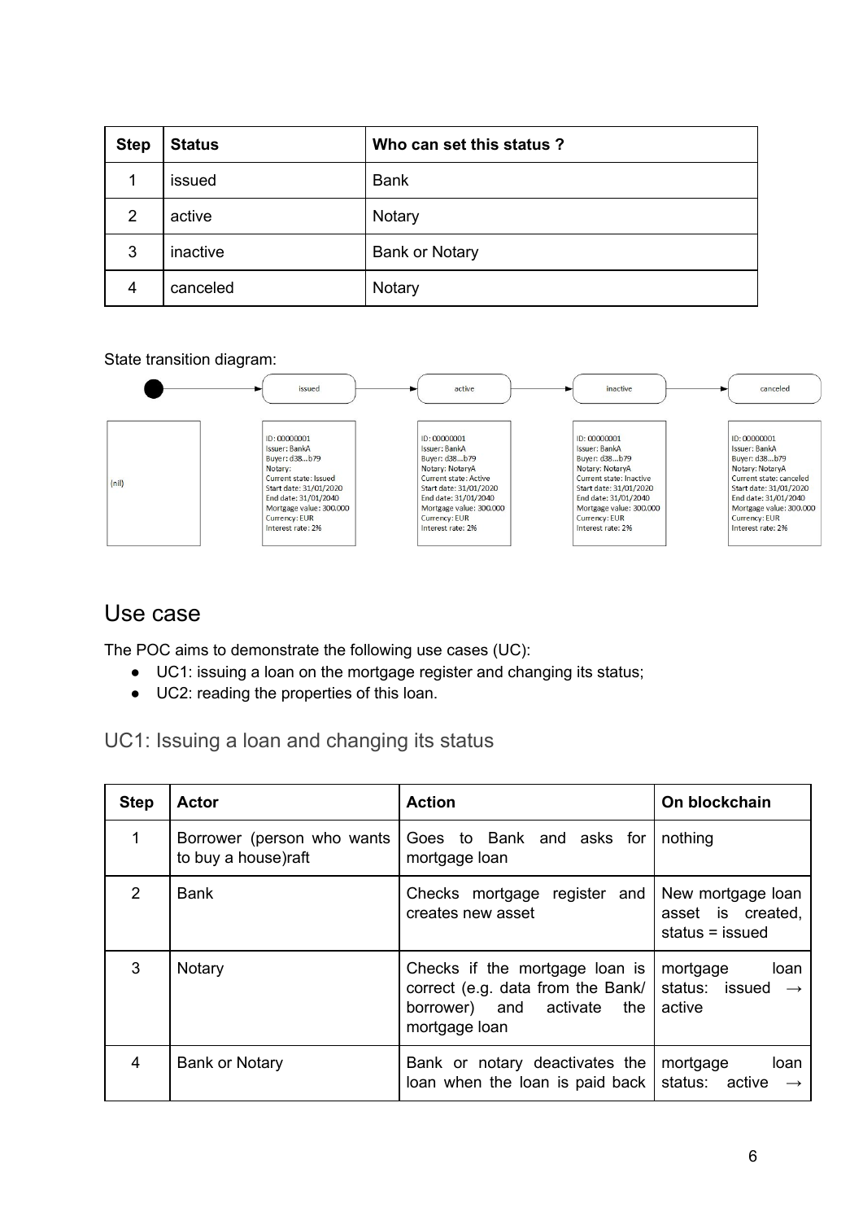| Step | Status | Who can set this status ? |
|---|---|---|
| 1 | issued | Bank |
| 2 | active | Notary |
| 3 | inactive | Bank or Notary |
| 4 | canceled | Notary |

State transition diagram:

| (start) | issued | active | inactive | canceled |
|---|---|---|---|---|
| (nil) | ID: 00000001<br>Issuer: BankA<br>Buyer: d38...b79<br>Notary:<br>Current state: Issued<br>Start date: 31/01/2020<br>End date: 31/01/2040<br>Mortgage value: 300.000<br>Currency: EUR<br>Interest rate: 2% | ID: 00000001<br>Issuer: BankA<br>Buyer: d38...b79<br>Notary: NotaryA<br>Current state: Active<br>Start date: 31/01/2020<br>End date: 31/01/2040<br>Mortgage value: 300.000<br>Currency: EUR<br>Interest rate: 2% | ID: 00000001<br>Issuer: BankA<br>Buyer: d38...b79<br>Notary: NotaryA<br>Current state: Inactive<br>Start date: 31/01/2020<br>End date: 31/01/2040<br>Mortgage value: 300.000<br>Currency: EUR<br>Interest rate: 2% | ID: 00000001<br>Issuer: BankA<br>Buyer: d38...b79<br>Notary: NotaryA<br>Current state: canceled<br>Start date: 31/01/2020<br>End date: 31/01/2040<br>Mortgage value: 300.000<br>Currency: EUR<br>Interest rate: 2% |

## Use case

The POC aims to demonstrate the following use cases (UC):

- UC1: issuing a loan on the mortgage register and changing its status;
- UC2: reading the properties of this loan.

### UC1: Issuing a loan and changing its status

| Step | Actor | Action | On blockchain |
|---|---|---|---|
| 1 | Borrower (person who wants to buy a house)raft | Goes to Bank and asks for mortgage loan | nothing |
| 2 | Bank | Checks mortgage register and creates new asset | New mortgage loan asset is created, status = issued |
| 3 | Notary | Checks if the mortgage loan is correct (e.g. data from the Bank/ borrower) and activate the mortgage loan | mortgage loan status: issued → active |
| 4 | Bank or Notary | Bank or notary deactivates the loan when the loan is paid back | mortgage loan status: active → |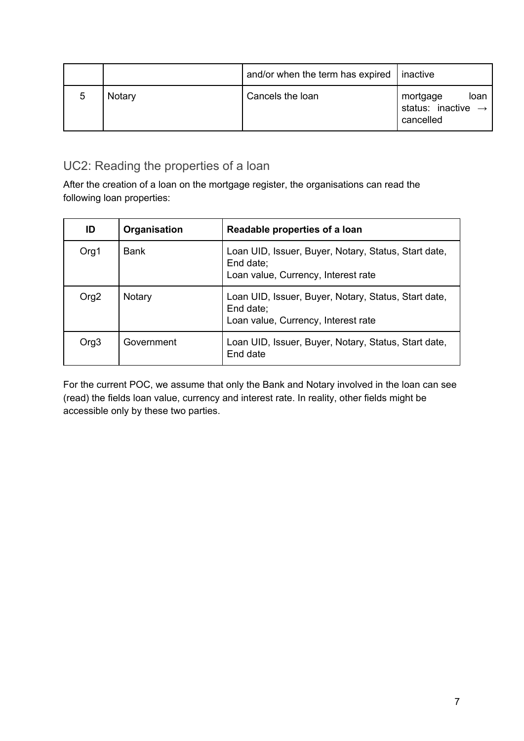|   |   | and/or when the term has expired | inactive |
|---|---|---|---|
| 5 | Notary | Cancels the loan | mortgage loan status: inactive → cancelled |

## UC2: Reading the properties of a loan

After the creation of a loan on the mortgage register, the organisations can read the following loan properties:

| ID | Organisation | Readable properties of a loan |
|---|---|---|
| Org1 | Bank | Loan UID, Issuer, Buyer, Notary, Status, Start date, End date;<br>Loan value, Currency, Interest rate |
| Org2 | Notary | Loan UID, Issuer, Buyer, Notary, Status, Start date, End date;<br>Loan value, Currency, Interest rate |
| Org3 | Government | Loan UID, Issuer, Buyer, Notary, Status, Start date, End date |

For the current POC, we assume that only the Bank and Notary involved in the loan can see (read) the fields loan value, currency and interest rate. In reality, other fields might be accessible only by these two parties.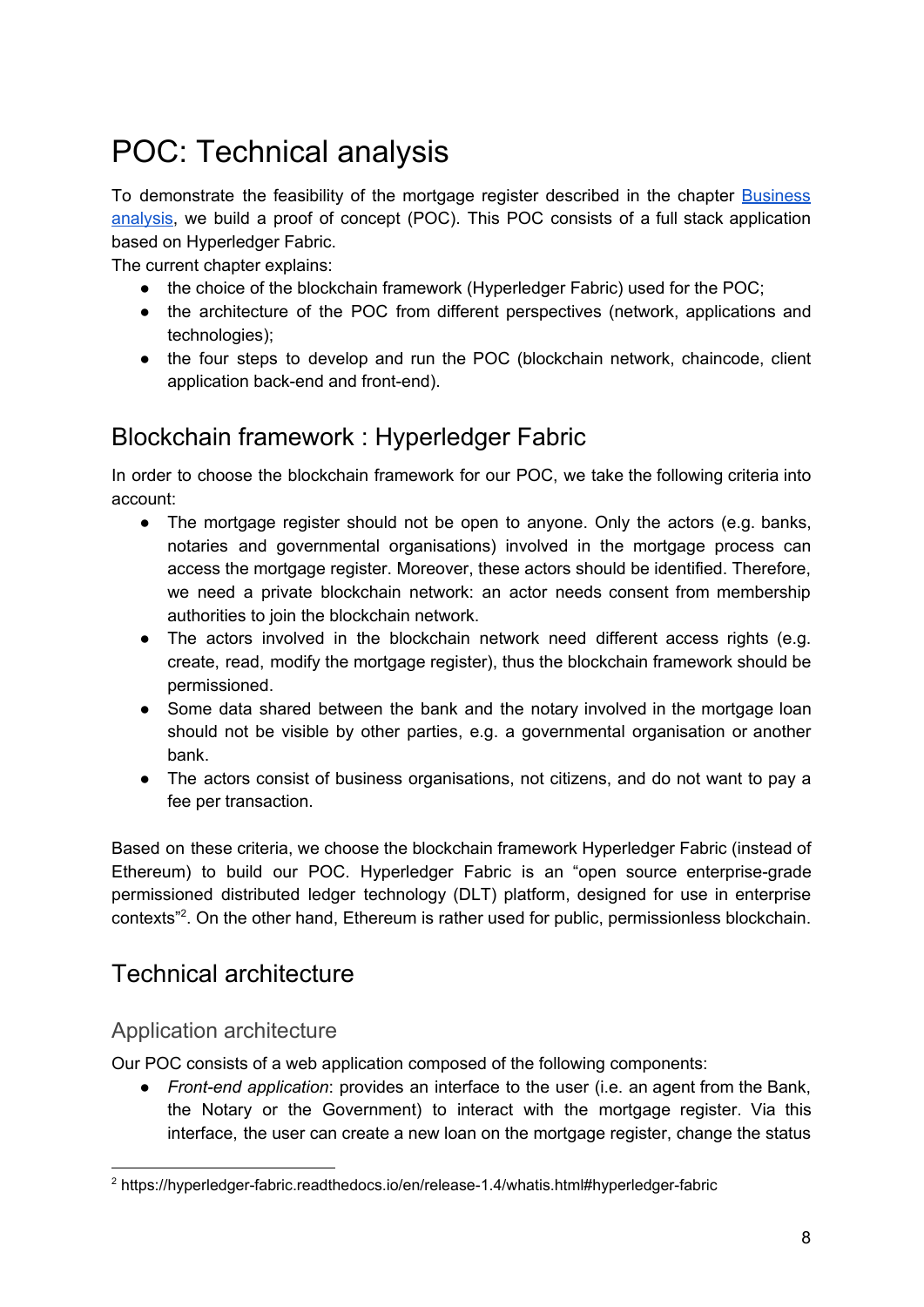# POC: Technical analysis

To demonstrate the feasibility of the mortgage register described in the chapter [Business analysis](), we build a proof of concept (POC). This POC consists of a full stack application based on Hyperledger Fabric.

The current chapter explains:

- the choice of the blockchain framework (Hyperledger Fabric) used for the POC;
- the architecture of the POC from different perspectives (network, applications and technologies);
- the four steps to develop and run the POC (blockchain network, chaincode, client application back-end and front-end).

## Blockchain framework : Hyperledger Fabric

In order to choose the blockchain framework for our POC, we take the following criteria into account:

- The mortgage register should not be open to anyone. Only the actors (e.g. banks, notaries and governmental organisations) involved in the mortgage process can access the mortgage register. Moreover, these actors should be identified. Therefore, we need a private blockchain network: an actor needs consent from membership authorities to join the blockchain network.
- The actors involved in the blockchain network need different access rights (e.g. create, read, modify the mortgage register), thus the blockchain framework should be permissioned.
- Some data shared between the bank and the notary involved in the mortgage loan should not be visible by other parties, e.g. a governmental organisation or another bank.
- The actors consist of business organisations, not citizens, and do not want to pay a fee per transaction.

Based on these criteria, we choose the blockchain framework Hyperledger Fabric (instead of Ethereum) to build our POC. Hyperledger Fabric is an "open source enterprise-grade permissioned distributed ledger technology (DLT) platform, designed for use in enterprise contexts"[2]. On the other hand, Ethereum is rather used for public, permissionless blockchain.

## Technical architecture

### Application architecture

Our POC consists of a web application composed of the following components:

- *Front-end application*: provides an interface to the user (i.e. an agent from the Bank, the Notary or the Government) to interact with the mortgage register. Via this interface, the user can create a new loan on the mortgage register, change the status

[2] https://hyperledger-fabric.readthedocs.io/en/release-1.4/whatis.html#hyperledger-fabric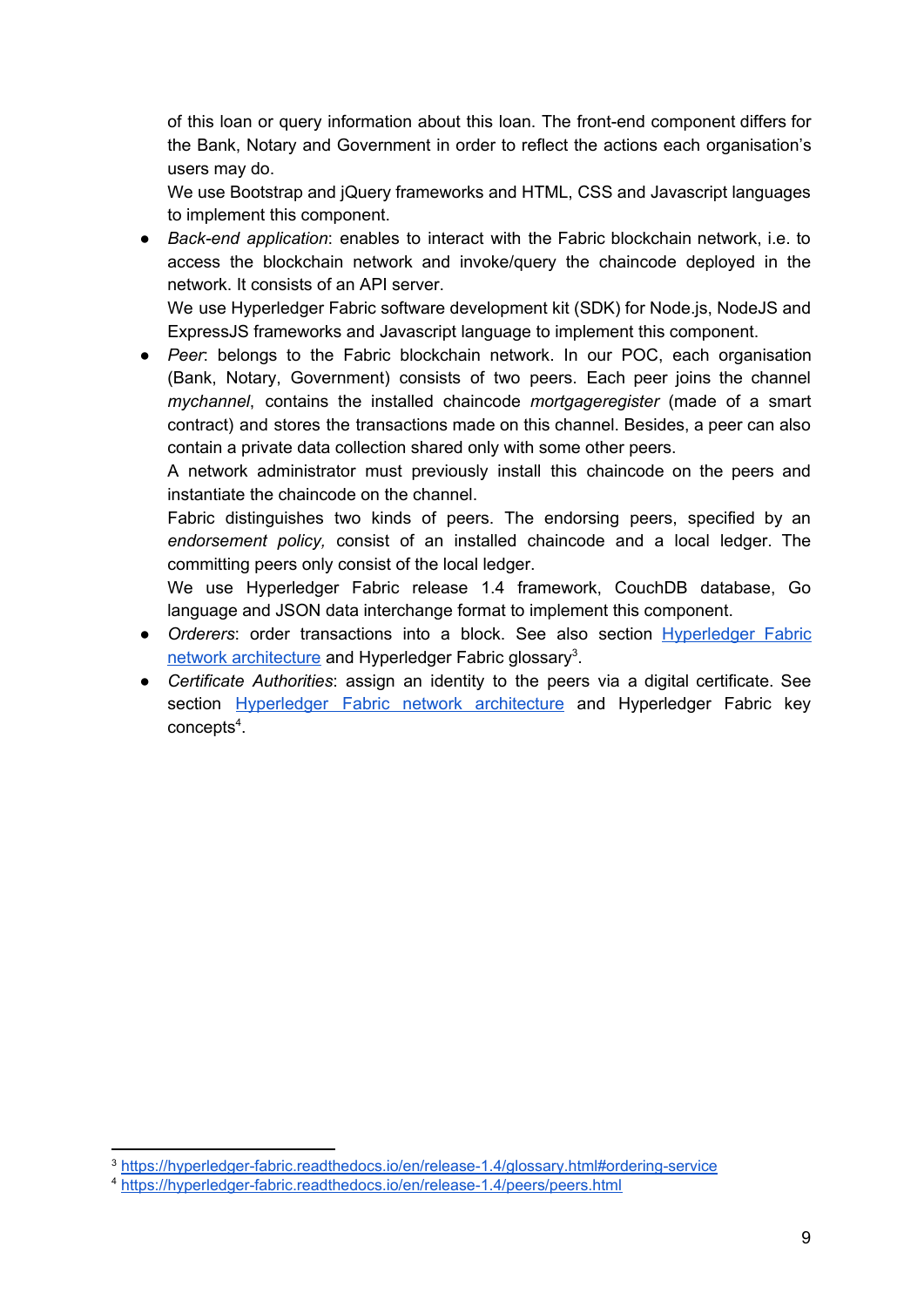of this loan or query information about this loan. The front-end component differs for the Bank, Notary and Government in order to reflect the actions each organisation's users may do.
We use Bootstrap and jQuery frameworks and HTML, CSS and Javascript languages to implement this component.

- *Back-end application*: enables to interact with the Fabric blockchain network, i.e. to access the blockchain network and invoke/query the chaincode deployed in the network. It consists of an API server.
We use Hyperledger Fabric software development kit (SDK) for Node.js, NodeJS and ExpressJS frameworks and Javascript language to implement this component.
- *Peer*: belongs to the Fabric blockchain network. In our POC, each organisation (Bank, Notary, Government) consists of two peers. Each peer joins the channel *mychannel*, contains the installed chaincode *mortgageregister* (made of a smart contract) and stores the transactions made on this channel. Besides, a peer can also contain a private data collection shared only with some other peers.
A network administrator must previously install this chaincode on the peers and instantiate the chaincode on the channel.
Fabric distinguishes two kinds of peers. The endorsing peers, specified by an *endorsement policy,* consist of an installed chaincode and a local ledger. The committing peers only consist of the local ledger.
We use Hyperledger Fabric release 1.4 framework, CouchDB database, Go language and JSON data interchange format to implement this component.
- *Orderers*: order transactions into a block. See also section [Hyperledger Fabric network architecture]() and Hyperledger Fabric glossary[3].
- *Certificate Authorities*: assign an identity to the peers via a digital certificate. See section [Hyperledger Fabric network architecture]() and Hyperledger Fabric key concepts[4].

---

[3] https://hyperledger-fabric.readthedocs.io/en/release-1.4/glossary.html#ordering-service

[4] https://hyperledger-fabric.readthedocs.io/en/release-1.4/peers/peers.html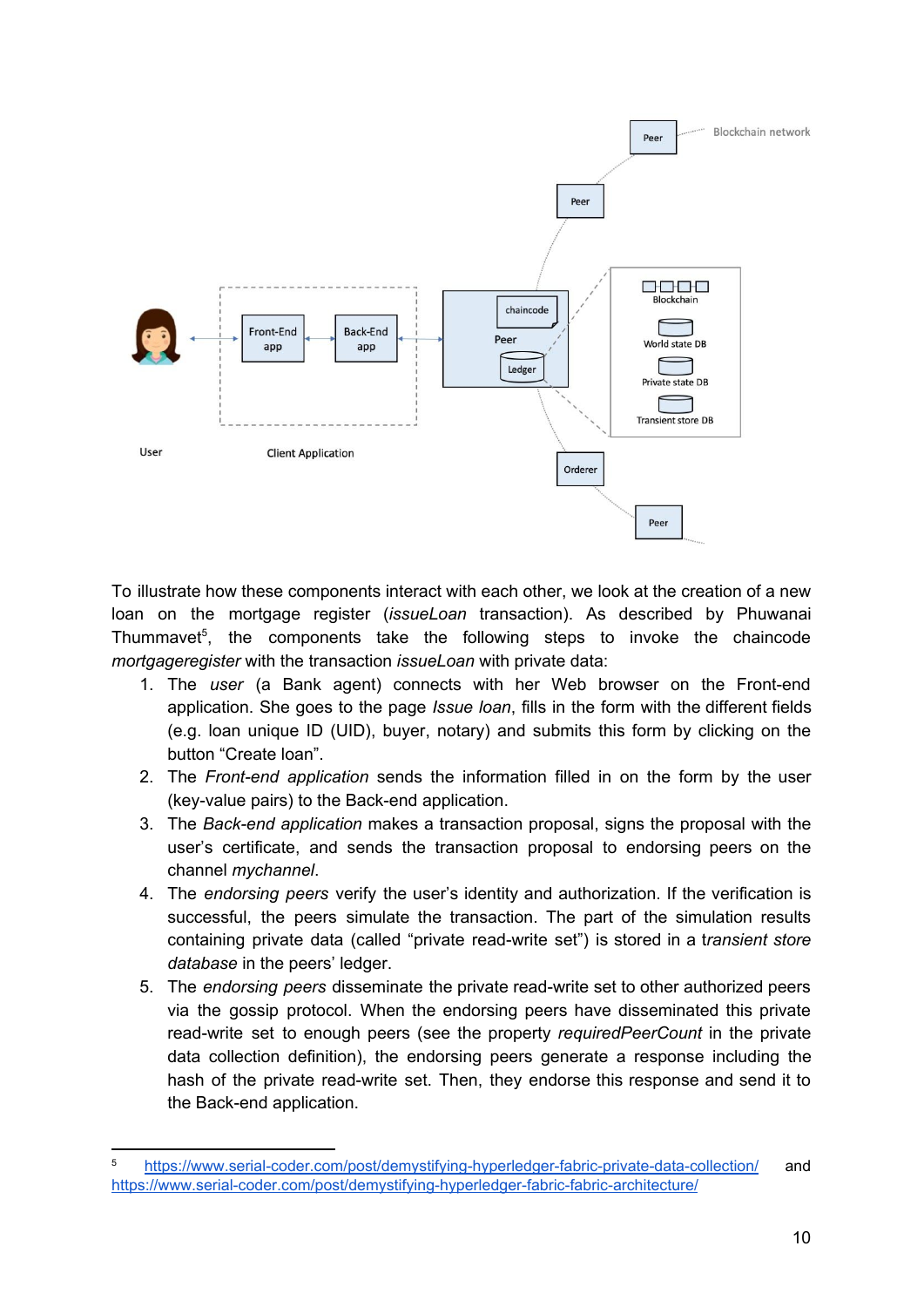To illustrate how these components interact with each other, we look at the creation of a new loan on the mortgage register (*issueLoan* transaction). As described by Phuwanai Thummavet[5], the components take the following steps to invoke the chaincode *mortgageregister* with the transaction *issueLoan* with private data:

1. The *user* (a Bank agent) connects with her Web browser on the Front-end application. She goes to the page *Issue loan*, fills in the form with the different fields (e.g. loan unique ID (UID), buyer, notary) and submits this form by clicking on the button “Create loan”.
2. The *Front-end application* sends the information filled in on the form by the user (key-value pairs) to the Back-end application.
3. The *Back-end application* makes a transaction proposal, signs the proposal with the user’s certificate, and sends the transaction proposal to endorsing peers on the channel *mychannel*.
4. The *endorsing peers* verify the user’s identity and authorization. If the verification is successful, the peers simulate the transaction. The part of the simulation results containing private data (called “private read-write set”) is stored in a *transient store database* in the peers’ ledger.
5. The *endorsing peers* disseminate the private read-write set to other authorized peers via the gossip protocol. When the endorsing peers have disseminated this private read-write set to enough peers (see the property *requiredPeerCount* in the private data collection definition), the endorsing peers generate a response including the hash of the private read-write set. Then, they endorse this response and send it to the Back-end application.

---

[5] https://www.serial-coder.com/post/demystifying-hyperledger-fabric-private-data-collection/ and https://www.serial-coder.com/post/demystifying-hyperledger-fabric-fabric-architecture/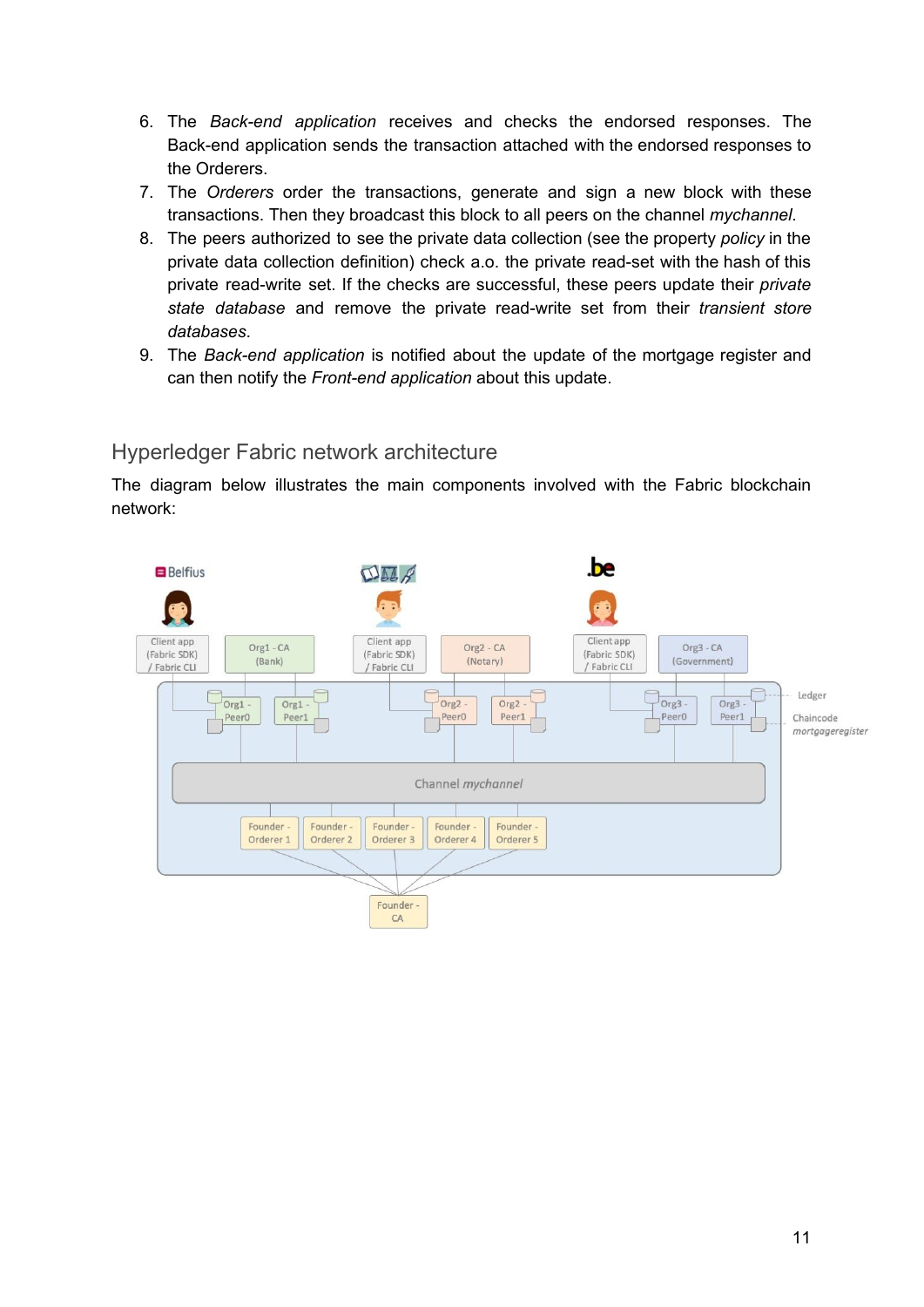6. The *Back-end application* receives and checks the endorsed responses. The Back-end application sends the transaction attached with the endorsed responses to the Orderers.
7. The *Orderers* order the transactions, generate and sign a new block with these transactions. Then they broadcast this block to all peers on the channel *mychannel*.
8. The peers authorized to see the private data collection (see the property *policy* in the private data collection definition) check a.o. the private read-set with the hash of this private read-write set. If the checks are successful, these peers update their *private state database* and remove the private read-write set from their *transient store databases*.
9. The *Back-end application* is notified about the update of the mortgage register and can then notify the *Front-end application* about this update.

## Hyperledger Fabric network architecture

The diagram below illustrates the main components involved with the Fabric blockchain network: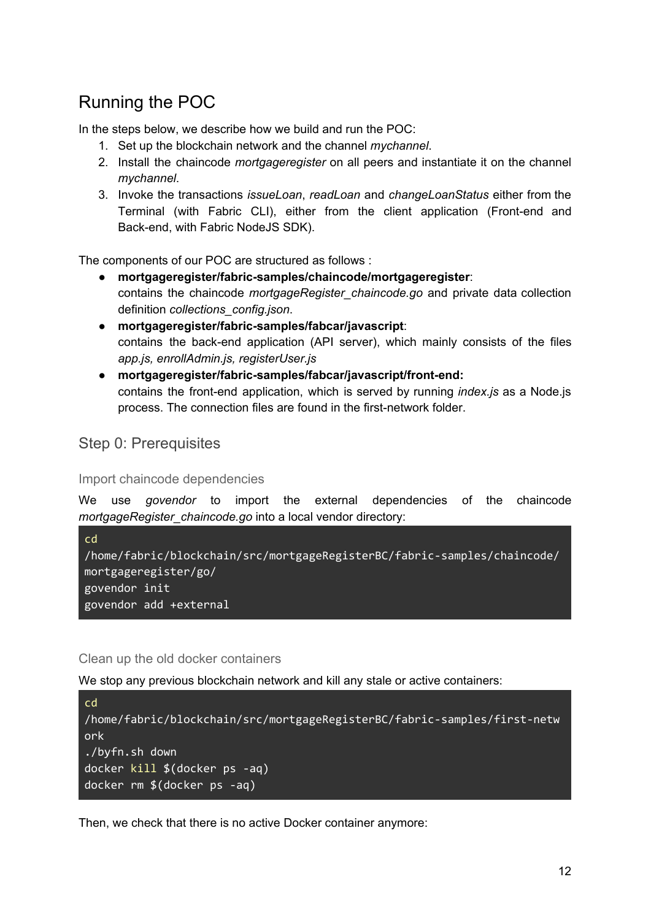# Running the POC

In the steps below, we describe how we build and run the POC:

1. Set up the blockchain network and the channel *mychannel*.
2. Install the chaincode *mortgageregister* on all peers and instantiate it on the channel *mychannel*.
3. Invoke the transactions *issueLoan*, *readLoan* and *changeLoanStatus* either from the Terminal (with Fabric CLI), either from the client application (Front-end and Back-end, with Fabric NodeJS SDK).

The components of our POC are structured as follows :

- **mortgageregister/fabric-samples/chaincode/mortgageregister**:
  contains the chaincode *mortgageRegister_chaincode.go* and private data collection definition *collections_config.json*.
- **mortgageregister/fabric-samples/fabcar/javascript**:
  contains the back-end application (API server), which mainly consists of the files *app.js, enrollAdmin.js, registerUser.js*
- **mortgageregister/fabric-samples/fabcar/javascript/front-end:**
  contains the front-end application, which is served by running *index.js* as a Node.js process. The connection files are found in the first-network folder.

## Step 0: Prerequisites

### Import chaincode dependencies

We use *govendor* to import the external dependencies of the chaincode *mortgageRegister_chaincode.go* into a local vendor directory:

```
cd
/home/fabric/blockchain/src/mortgageRegisterBC/fabric-samples/chaincode/
mortgageregister/go/
govendor init
govendor add +external
```

### Clean up the old docker containers

We stop any previous blockchain network and kill any stale or active containers:

```
cd
/home/fabric/blockchain/src/mortgageRegisterBC/fabric-samples/first-netw
ork
./byfn.sh down
docker kill $(docker ps -aq)
docker rm $(docker ps -aq)
```

Then, we check that there is no active Docker container anymore: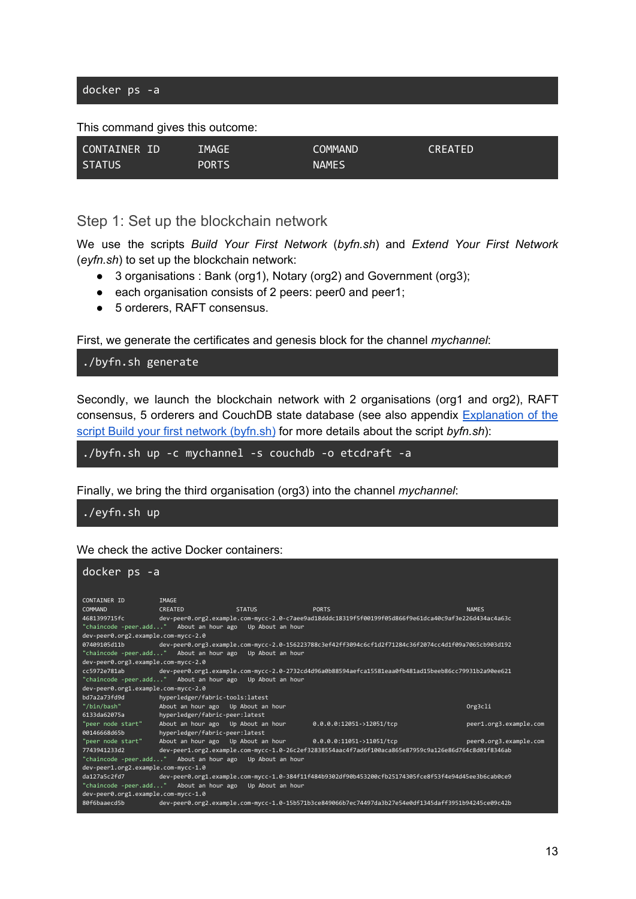```
docker ps -a
```

This command gives this outcome:

```
CONTAINER ID        IMAGE               COMMAND             CREATED
STATUS              PORTS               NAMES
```

## Step 1: Set up the blockchain network

We use the scripts *Build Your First Network* (*byfn.sh*) and *Extend Your First Network* (*eyfn.sh*) to set up the blockchain network:

- 3 organisations : Bank (org1), Notary (org2) and Government (org3);
- each organisation consists of 2 peers: peer0 and peer1;
- 5 orderers, RAFT consensus.

First, we generate the certificates and genesis block for the channel *mychannel*:

```
./byfn.sh generate
```

Secondly, we launch the blockchain network with 2 organisations (org1 and org2), RAFT consensus, 5 orderers and CouchDB state database (see also appendix Explanation of the script Build your first network (byfn.sh) for more details about the script *byfn.sh*):

```
./byfn.sh up -c mychannel -s couchdb -o etcdraft -a
```

Finally, we bring the third organisation (org3) into the channel *mychannel*:

```
./eyfn.sh up
```

We check the active Docker containers:

```
docker ps -a

CONTAINER ID        IMAGE
COMMAND             CREATED             STATUS              PORTS                                NAMES
4681399715fc        dev-peer0.org2.example.com-mycc-2.0-c7aee9ad18dddc18319f5f00199f05d866f9e61dca40c9af3e226d434ac4a63c
"chaincode -peer.add..."   About an hour ago   Up About an hour
dev-peer0.org2.example.com-mycc-2.0
07409105d11b        dev-peer0.org3.example.com-mycc-2.0-156223788c3ef42ff3094c6cf1d2f71284c36f2074cc4d1f09a7065cb903d192
"chaincode -peer.add..."   About an hour ago   Up About an hour
dev-peer0.org3.example.com-mycc-2.0
cc5972e781ab        dev-peer0.org1.example.com-mycc-2.0-2732cd4d96a0b88594aefca15581eaa0fb481ad15beeb86cc79931b2a90ee621
"chaincode -peer.add..."   About an hour ago   Up About an hour
dev-peer0.org1.example.com-mycc-2.0
bd7a2a73fd9d        hyperledger/fabric-tools:latest
"/bin/bash"         About an hour ago   Up About an hour                                         Org3cli
6133da62075a        hyperledger/fabric-peer:latest
"peer node start"   About an hour ago   Up About an hour    0.0.0.0:12051->12051/tcp             peer1.org3.example.com
00146668d65b        hyperledger/fabric-peer:latest
"peer node start"   About an hour ago   Up About an hour    0.0.0.0:11051->11051/tcp             peer0.org3.example.com
7743941233d2        dev-peer1.org2.example.com-mycc-1.0-26c2ef32838554aac4f7ad6f100aca865e87959c9a126e86d764c8d01f8346ab
"chaincode -peer.add..."   About an hour ago   Up About an hour
dev-peer1.org2.example.com-mycc-1.0
da127a5c2fd7        dev-peer0.org1.example.com-mycc-1.0-384f11f484b9302df90b453200cfb25174305fce8f53f4e94d45ee3b6cab0ce9
"chaincode -peer.add..."   About an hour ago   Up About an hour
dev-peer0.org1.example.com-mycc-1.0
80f6baaecd5b        dev-peer0.org2.example.com-mycc-1.0-15b571b3ce849066b7ec74497da3b27e54e0df1345daff3951b94245ce09c42b
```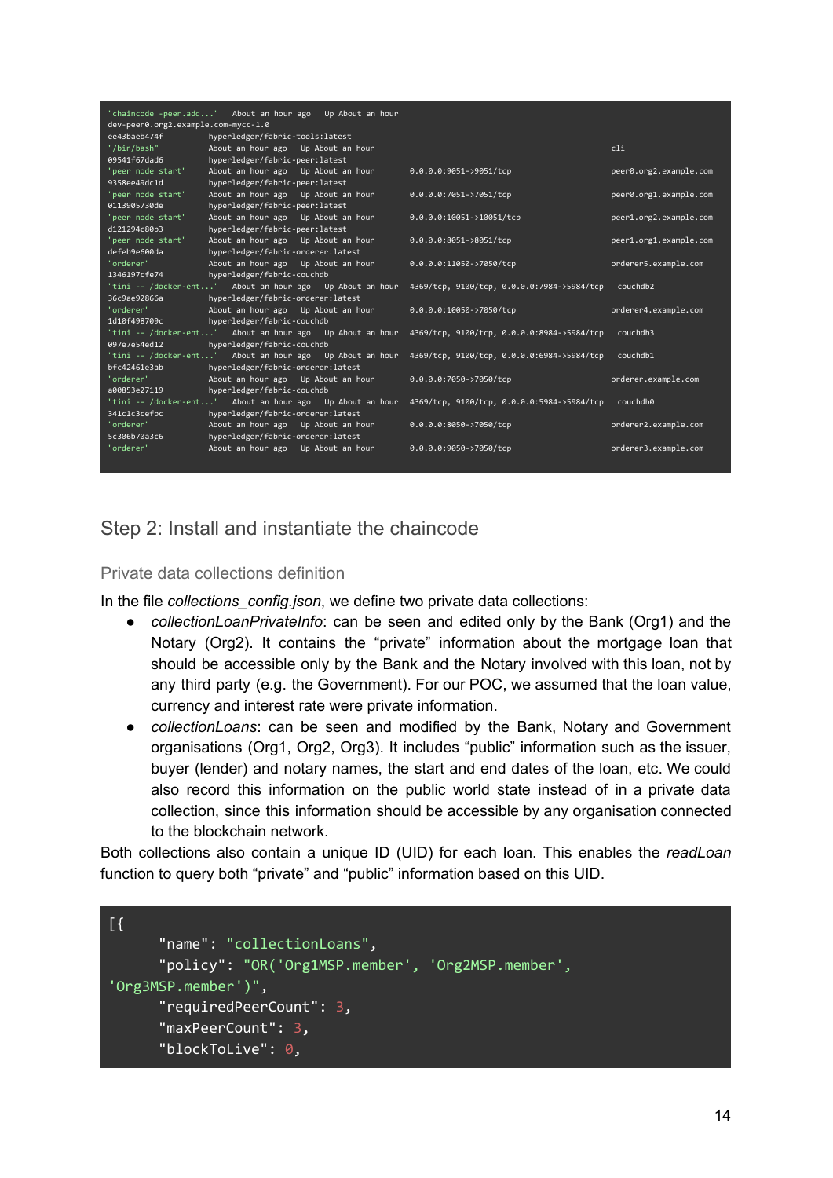```
"chaincode -peer.add..."   About an hour ago   Up About an hour
dev-peer0.org2.example.com-mycc-1.0
ee43baeb474f          hyperledger/fabric-tools:latest
"/bin/bash"           About an hour ago   Up About an hour                                            cli
09541f67dad6          hyperledger/fabric-peer:latest
"peer node start"     About an hour ago   Up About an hour   0.0.0.0:9051->9051/tcp                   peer0.org2.example.com
9358ee49dc1d          hyperledger/fabric-peer:latest
"peer node start"     About an hour ago   Up About an hour   0.0.0.0:7051->7051/tcp                   peer0.org1.example.com
0113905730de          hyperledger/fabric-peer:latest
"peer node start"     About an hour ago   Up About an hour   0.0.0.0:10051->10051/tcp                 peer1.org2.example.com
d121294c80b3          hyperledger/fabric-peer:latest
"peer node start"     About an hour ago   Up About an hour   0.0.0.0:8051->8051/tcp                   peer1.org1.example.com
defeb9e600da          hyperledger/fabric-orderer:latest
"orderer"             About an hour ago   Up About an hour   0.0.0.0:11050->7050/tcp                  orderer5.example.com
1346197cfe74          hyperledger/fabric-couchdb
"tini -- /docker-ent..."   About an hour ago   Up About an hour   4369/tcp, 9100/tcp, 0.0.0.0:7984->5984/tcp   couchdb2
36c9ae92866a          hyperledger/fabric-orderer:latest
"orderer"             About an hour ago   Up About an hour   0.0.0.0:10050->7050/tcp                  orderer4.example.com
1d10f498709c          hyperledger/fabric-couchdb
"tini -- /docker-ent..."   About an hour ago   Up About an hour   4369/tcp, 9100/tcp, 0.0.0.0:8984->5984/tcp   couchdb3
097e7e54ed12          hyperledger/fabric-couchdb
"tini -- /docker-ent..."   About an hour ago   Up About an hour   4369/tcp, 9100/tcp, 0.0.0.0:6984->5984/tcp   couchdb1
bfc42461e3ab          hyperledger/fabric-orderer:latest
"orderer"             About an hour ago   Up About an hour   0.0.0.0:7050->7050/tcp                   orderer.example.com
a00853e27119          hyperledger/fabric-couchdb
"tini -- /docker-ent..."   About an hour ago   Up About an hour   4369/tcp, 9100/tcp, 0.0.0.0:5984->5984/tcp   couchdb0
341c1c3cefbc          hyperledger/fabric-orderer:latest
"orderer"             About an hour ago   Up About an hour   0.0.0.0:8050->7050/tcp                   orderer2.example.com
5c306b70a3c6          hyperledger/fabric-orderer:latest
"orderer"             About an hour ago   Up About an hour   0.0.0.0:9050->7050/tcp                   orderer3.example.com
```

## Step 2: Install and instantiate the chaincode

### Private data collections definition

In the file *collections_config.json*, we define two private data collections:

- *collectionLoanPrivateInfo*: can be seen and edited only by the Bank (Org1) and the Notary (Org2). It contains the "private" information about the mortgage loan that should be accessible only by the Bank and the Notary involved with this loan, not by any third party (e.g. the Government). For our POC, we assumed that the loan value, currency and interest rate were private information.
- *collectionLoans*: can be seen and modified by the Bank, Notary and Government organisations (Org1, Org2, Org3). It includes "public" information such as the issuer, buyer (lender) and notary names, the start and end dates of the loan, etc. We could also record this information on the public world state instead of in a private data collection, since this information should be accessible by any organisation connected to the blockchain network.

Both collections also contain a unique ID (UID) for each loan. This enables the *readLoan* function to query both "private" and "public" information based on this UID.

```
[{
      "name": "collectionLoans",
      "policy": "OR('Org1MSP.member', 'Org2MSP.member',
'Org3MSP.member')",
      "requiredPeerCount": 3,
      "maxPeerCount": 3,
      "blockToLive": 0,
```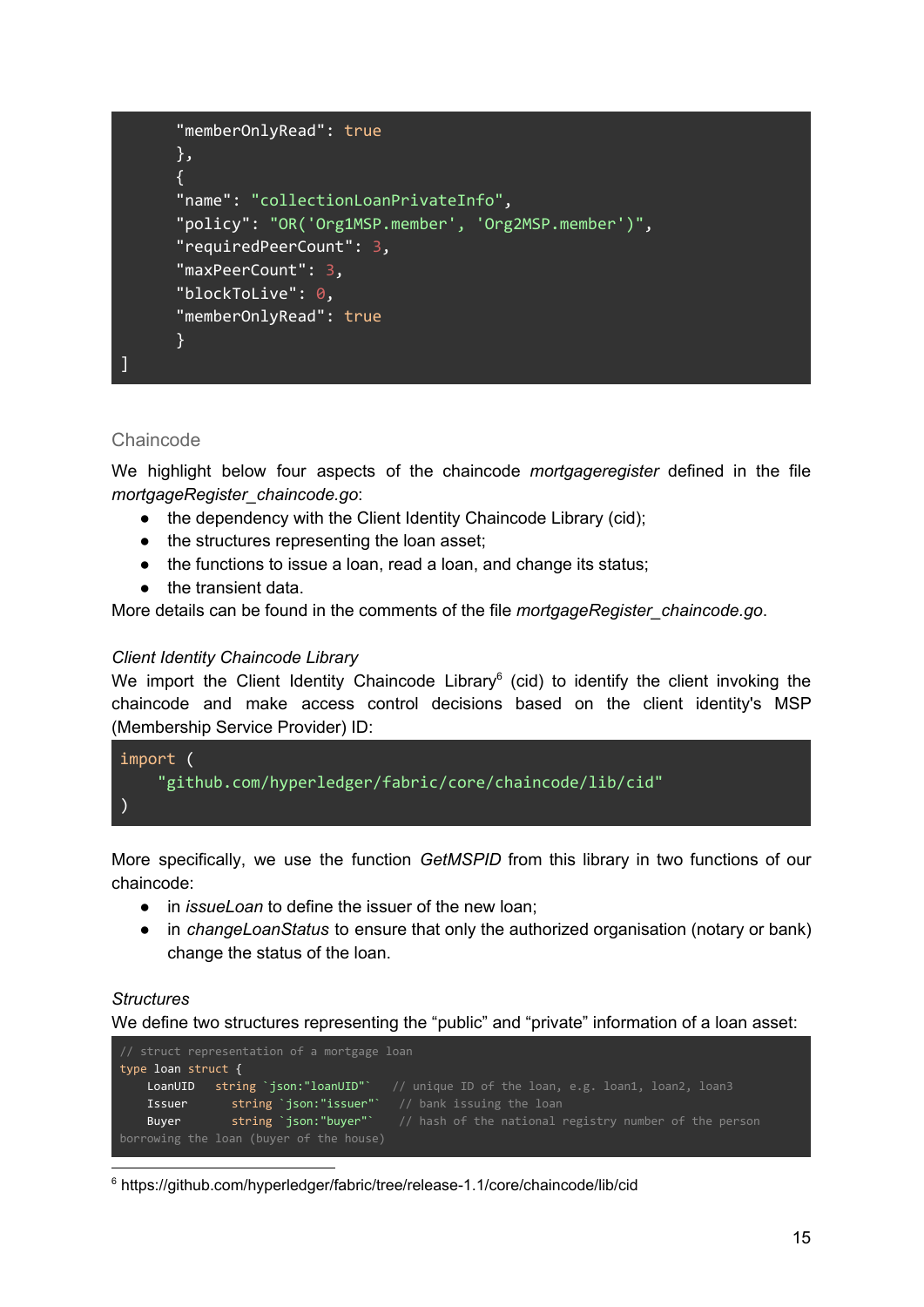```
      "memberOnlyRead": true
      },
      {
      "name": "collectionLoanPrivateInfo",
      "policy": "OR('Org1MSP.member', 'Org2MSP.member')",
      "requiredPeerCount": 3,
      "maxPeerCount": 3,
      "blockToLive": 0,
      "memberOnlyRead": true
      }
]
```

### Chaincode

We highlight below four aspects of the chaincode *mortgageregister* defined in the file *mortgageRegister_chaincode.go*:

- the dependency with the Client Identity Chaincode Library (cid);
- the structures representing the loan asset;
- the functions to issue a loan, read a loan, and change its status;
- the transient data.

More details can be found in the comments of the file *mortgageRegister_chaincode.go*.

*Client Identity Chaincode Library*

We import the Client Identity Chaincode Library[6] (cid) to identify the client invoking the chaincode and make access control decisions based on the client identity's MSP (Membership Service Provider) ID:

```
import (
    "github.com/hyperledger/fabric/core/chaincode/lib/cid"
)
```

More specifically, we use the function *GetMSPID* from this library in two functions of our chaincode:

- in *issueLoan* to define the issuer of the new loan;
- in *changeLoanStatus* to ensure that only the authorized organisation (notary or bank) change the status of the loan.

*Structures*

We define two structures representing the "public" and "private" information of a loan asset:

```
// struct representation of a mortgage loan
type loan struct {
    LoanUID   string `json:"loanUID"`   // unique ID of the loan, e.g. loan1, loan2, loan3
    Issuer      string `json:"issuer"`   // bank issuing the loan
    Buyer       string `json:"buyer"`    // hash of the national registry number of the person
borrowing the loan (buyer of the house)
```

[6] https://github.com/hyperledger/fabric/tree/release-1.1/core/chaincode/lib/cid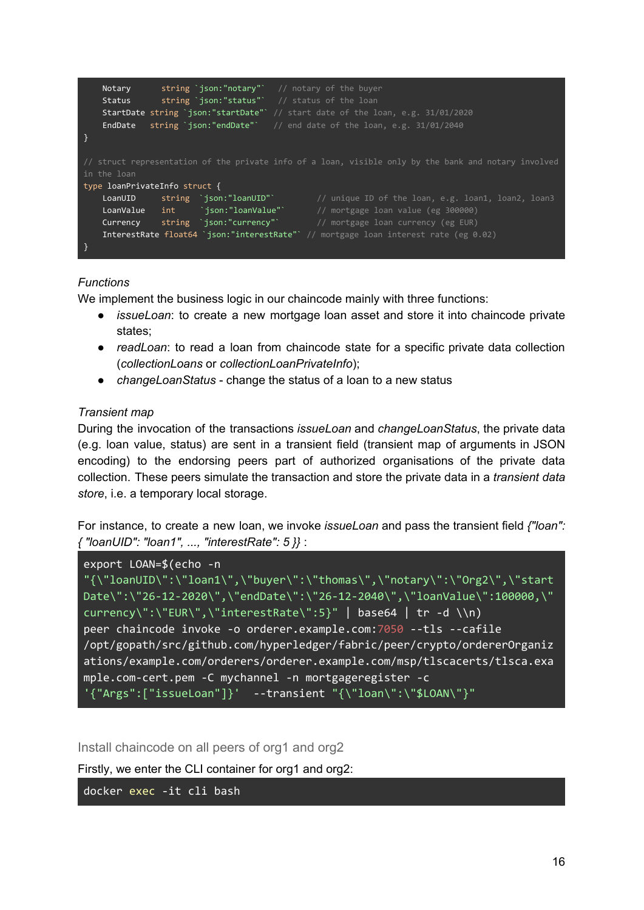```
    Notary      string `json:"notary"`   // notary of the buyer
    Status      string `json:"status"`   // status of the loan
    StartDate string `json:"startDate"` // start date of the loan, e.g. 31/01/2020
    EndDate   string `json:"endDate"`   // end date of the loan, e.g. 31/01/2040
}

// struct representation of the private info of a loan, visible only by the bank and notary involved
in the loan
type loanPrivateInfo struct {
    LoanUID      string  `json:"loanUID"`         // unique ID of the loan, e.g. loan1, loan2, loan3
    LoanValue    int     `json:"loanValue"`       // mortgage loan value (eg 300000)
    Currency     string  `json:"currency"`        // mortgage loan currency (eg EUR)
    InterestRate float64 `json:"interestRate"` // mortgage loan interest rate (eg 0.02)
}
```

*Functions*

We implement the business logic in our chaincode mainly with three functions:

- *issueLoan*: to create a new mortgage loan asset and store it into chaincode private states;
- *readLoan*: to read a loan from chaincode state for a specific private data collection (*collectionLoans* or *collectionLoanPrivateInfo*);
- *changeLoanStatus* - change the status of a loan to a new status

*Transient map*

During the invocation of the transactions *issueLoan* and *changeLoanStatus*, the private data (e.g. loan value, status) are sent in a transient field (transient map of arguments in JSON encoding) to the endorsing peers part of authorized organisations of the private data collection. These peers simulate the transaction and store the private data in a *transient data store*, i.e. a temporary local storage.

For instance, to create a new loan, we invoke *issueLoan* and pass the transient field *{"loan": { "loanUID": "loan1", ..., "interestRate": 5 }}* :

```
export LOAN=$(echo -n
"{\"loanUID\":\"loan1\",\"buyer\":\"thomas\",\"notary\":\"Org2\",\"startDate\":\"26-12-2020\",\"endDate\":\"26-12-2040\",\"loanValue\":100000,\"currency\":\"EUR\",\"interestRate\":5}" | base64 | tr -d \\n)
peer chaincode invoke -o orderer.example.com:7050 --tls --cafile
/opt/gopath/src/github.com/hyperledger/fabric/peer/crypto/ordererOrganizations/example.com/orderers/orderer.example.com/msp/tlscacerts/tlsca.example.com-cert.pem -C mychannel -n mortgageregister -c
'{"Args":["issueLoan"]}'  --transient "{\"loan\":\"$LOAN\"}"
```

### Install chaincode on all peers of org1 and org2

Firstly, we enter the CLI container for org1 and org2:

```
docker exec -it cli bash
```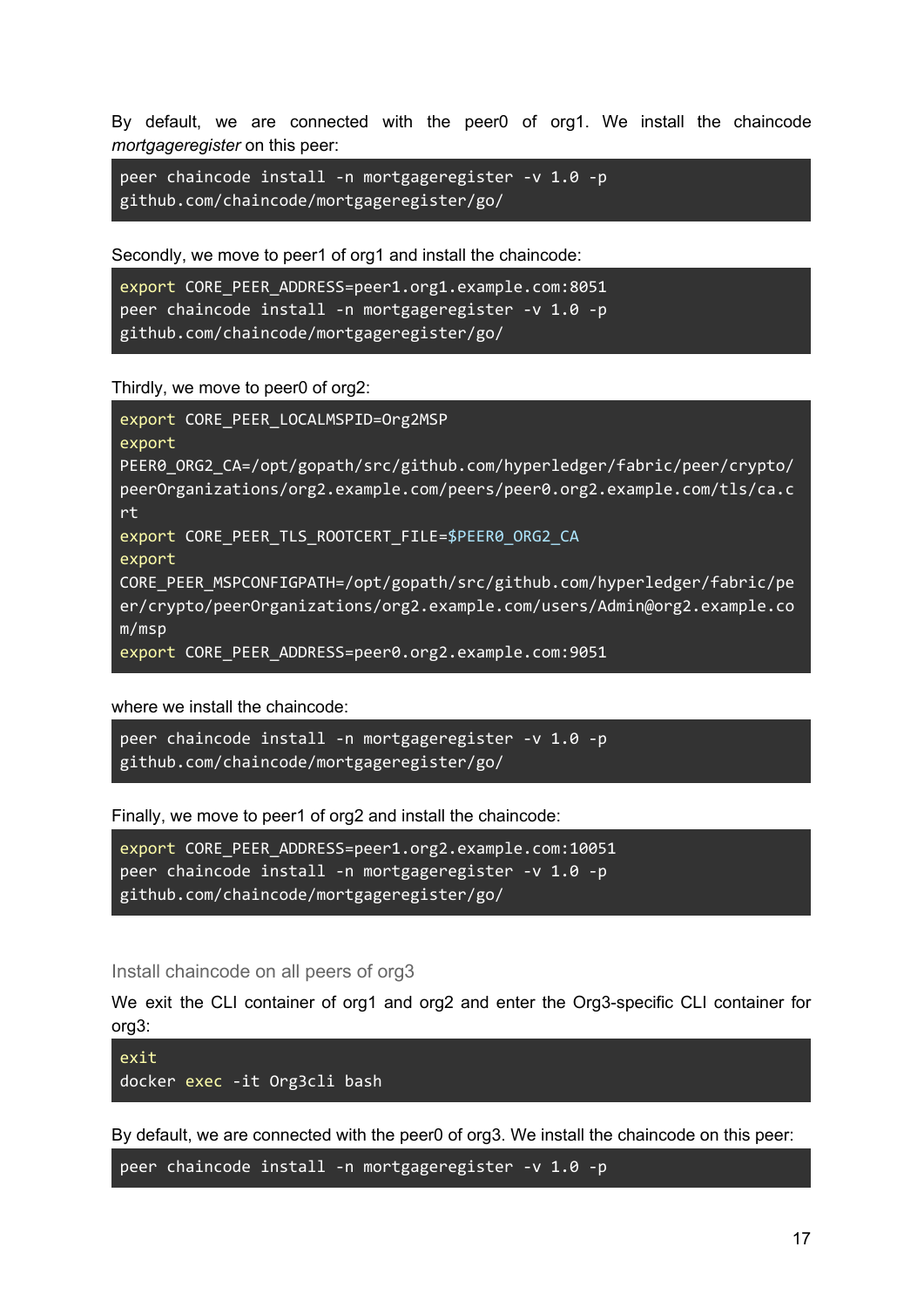By default, we are connected with the peer0 of org1. We install the chaincode *mortgageregister* on this peer:

```
peer chaincode install -n mortgageregister -v 1.0 -p
github.com/chaincode/mortgageregister/go/
```

Secondly, we move to peer1 of org1 and install the chaincode:

```
export CORE_PEER_ADDRESS=peer1.org1.example.com:8051
peer chaincode install -n mortgageregister -v 1.0 -p
github.com/chaincode/mortgageregister/go/
```

Thirdly, we move to peer0 of org2:

```
export CORE_PEER_LOCALMSPID=Org2MSP
export
PEER0_ORG2_CA=/opt/gopath/src/github.com/hyperledger/fabric/peer/crypto/
peerOrganizations/org2.example.com/peers/peer0.org2.example.com/tls/ca.c
rt
export CORE_PEER_TLS_ROOTCERT_FILE=$PEER0_ORG2_CA
export
CORE_PEER_MSPCONFIGPATH=/opt/gopath/src/github.com/hyperledger/fabric/pe
er/crypto/peerOrganizations/org2.example.com/users/Admin@org2.example.co
m/msp
export CORE_PEER_ADDRESS=peer0.org2.example.com:9051
```

where we install the chaincode:

```
peer chaincode install -n mortgageregister -v 1.0 -p
github.com/chaincode/mortgageregister/go/
```

Finally, we move to peer1 of org2 and install the chaincode:

```
export CORE_PEER_ADDRESS=peer1.org2.example.com:10051
peer chaincode install -n mortgageregister -v 1.0 -p
github.com/chaincode/mortgageregister/go/
```

### Install chaincode on all peers of org3

We exit the CLI container of org1 and org2 and enter the Org3-specific CLI container for org3:

```
exit
docker exec -it Org3cli bash
```

By default, we are connected with the peer0 of org3. We install the chaincode on this peer:

```
peer chaincode install -n mortgageregister -v 1.0 -p
```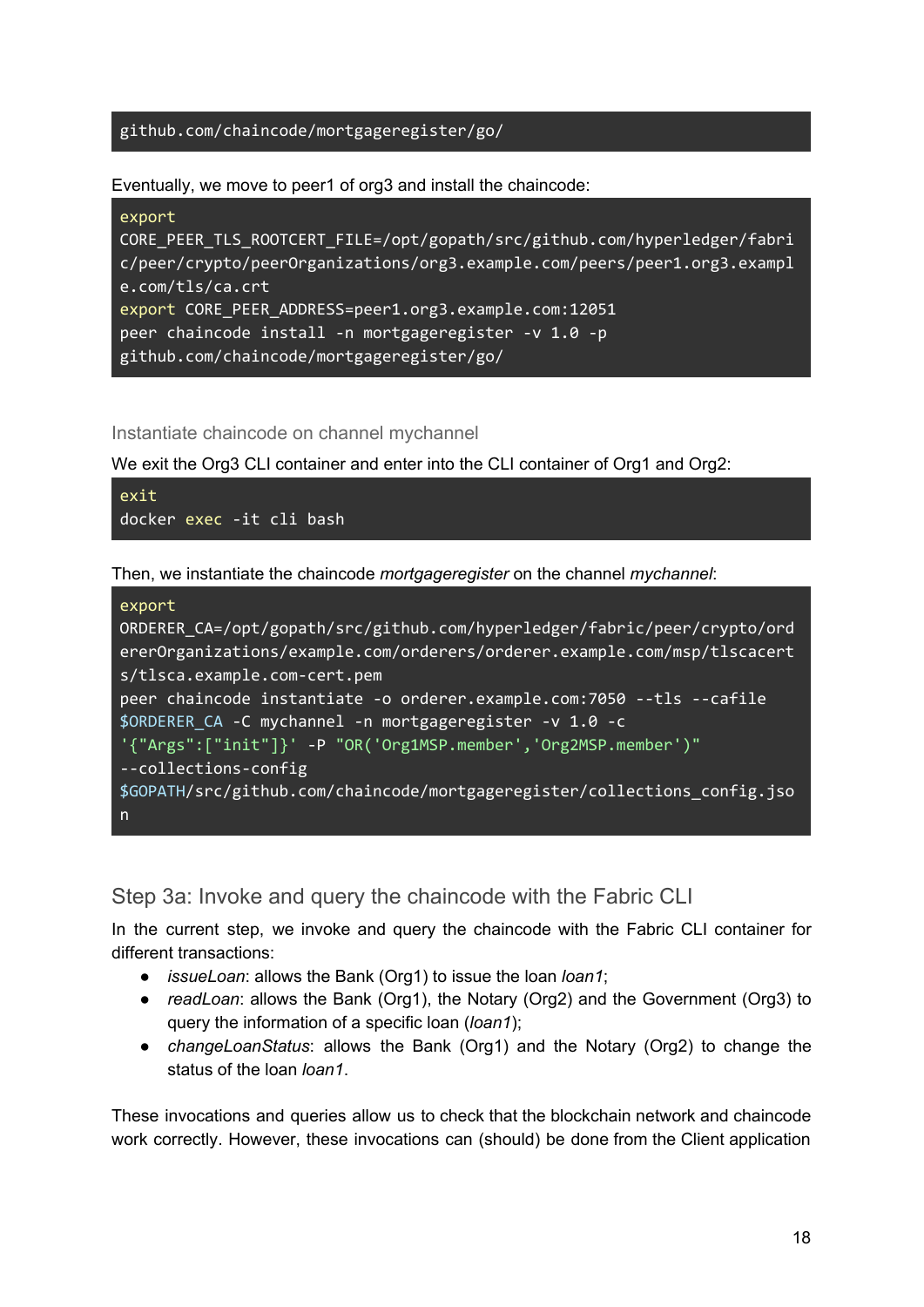```
github.com/chaincode/mortgageregister/go/
```

Eventually, we move to peer1 of org3 and install the chaincode:

```
export
CORE_PEER_TLS_ROOTCERT_FILE=/opt/gopath/src/github.com/hyperledger/fabric/peer/crypto/peerOrganizations/org3.example.com/peers/peer1.org3.example.com/tls/ca.crt
export CORE_PEER_ADDRESS=peer1.org3.example.com:12051
peer chaincode install -n mortgageregister -v 1.0 -p
github.com/chaincode/mortgageregister/go/
```

### Instantiate chaincode on channel mychannel

We exit the Org3 CLI container and enter into the CLI container of Org1 and Org2:

```
exit
docker exec -it cli bash
```

Then, we instantiate the chaincode *mortgageregister* on the channel *mychannel*:

```
export
ORDERER_CA=/opt/gopath/src/github.com/hyperledger/fabric/peer/crypto/ordererOrganizations/example.com/orderers/orderer.example.com/msp/tlscacerts/tlsca.example.com-cert.pem
peer chaincode instantiate -o orderer.example.com:7050 --tls --cafile
$ORDERER_CA -C mychannel -n mortgageregister -v 1.0 -c
'{"Args":["init"]}' -P "OR('Org1MSP.member','Org2MSP.member')"
--collections-config
$GOPATH/src/github.com/chaincode/mortgageregister/collections_config.json
```

## Step 3a: Invoke and query the chaincode with the Fabric CLI

In the current step, we invoke and query the chaincode with the Fabric CLI container for different transactions:

- *issueLoan*: allows the Bank (Org1) to issue the loan *loan1*;
- *readLoan*: allows the Bank (Org1), the Notary (Org2) and the Government (Org3) to query the information of a specific loan (*loan1*);
- *changeLoanStatus*: allows the Bank (Org1) and the Notary (Org2) to change the status of the loan *loan1*.

These invocations and queries allow us to check that the blockchain network and chaincode work correctly. However, these invocations can (should) be done from the Client application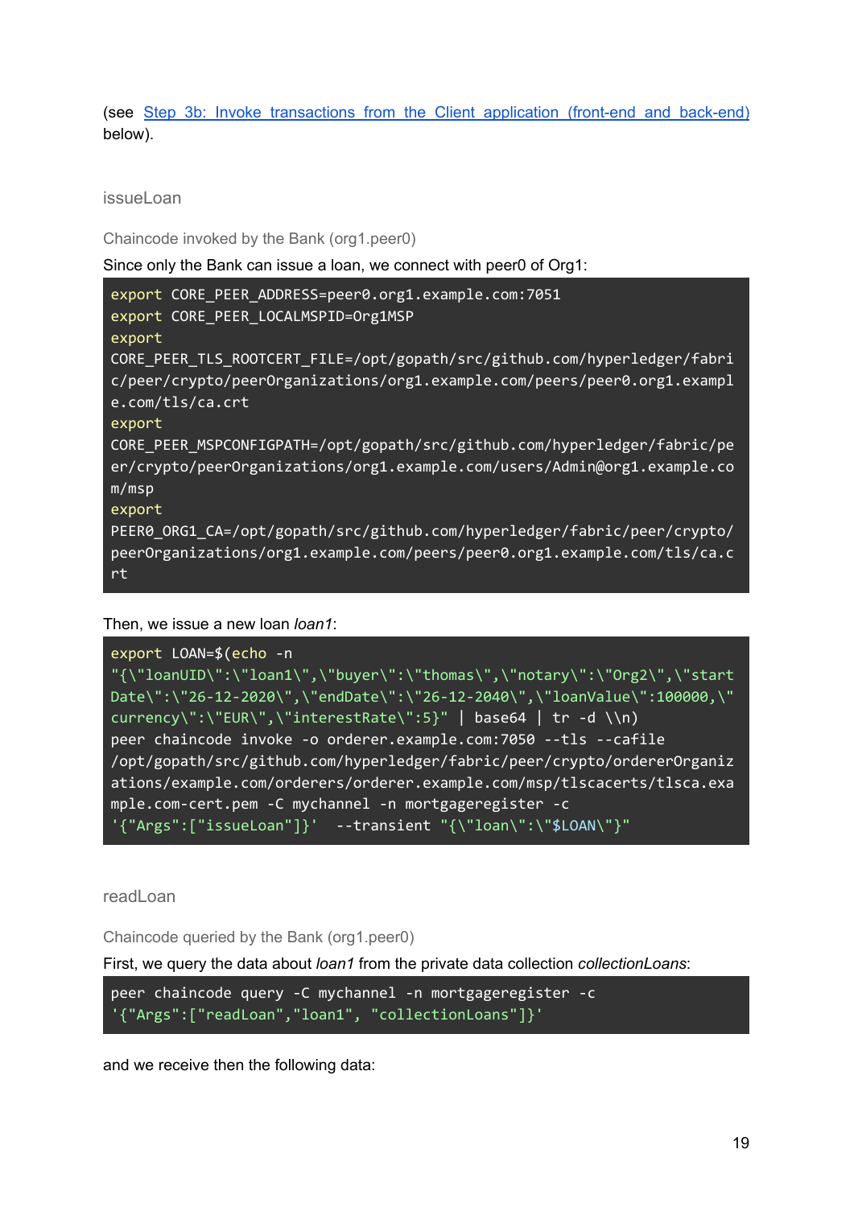(see [Step 3b: Invoke transactions from the Client application (front-end and back-end)](#) below).

### issueLoan

#### Chaincode invoked by the Bank (org1.peer0)

Since only the Bank can issue a loan, we connect with peer0 of Org1:

```
export CORE_PEER_ADDRESS=peer0.org1.example.com:7051
export CORE_PEER_LOCALMSPID=Org1MSP
export
CORE_PEER_TLS_ROOTCERT_FILE=/opt/gopath/src/github.com/hyperledger/fabric/peer/crypto/peerOrganizations/org1.example.com/peers/peer0.org1.example.com/tls/ca.crt
export
CORE_PEER_MSPCONFIGPATH=/opt/gopath/src/github.com/hyperledger/fabric/peer/crypto/peerOrganizations/org1.example.com/users/Admin@org1.example.com/msp
export
PEER0_ORG1_CA=/opt/gopath/src/github.com/hyperledger/fabric/peer/crypto/peerOrganizations/org1.example.com/peers/peer0.org1.example.com/tls/ca.crt
```

Then, we issue a new loan *loan1*:

```
export LOAN=$(echo -n
"{\"loanUID\":\"loan1\",\"buyer\":\"thomas\",\"notary\":\"Org2\",\"startDate\":\"26-12-2020\",\"endDate\":\"26-12-2040\",\"loanValue\":100000,\"currency\":\"EUR\",\"interestRate\":5}" | base64 | tr -d \\n)
peer chaincode invoke -o orderer.example.com:7050 --tls --cafile
/opt/gopath/src/github.com/hyperledger/fabric/peer/crypto/ordererOrganizations/example.com/orderers/orderer.example.com/msp/tlscacerts/tlsca.example.com-cert.pem -C mychannel -n mortgageregister -c
'{"Args":["issueLoan"]}'  --transient "{\"loan\":\"$LOAN\"}"
```

### readLoan

#### Chaincode queried by the Bank (org1.peer0)

First, we query the data about *loan1* from the private data collection *collectionLoans*:

```
peer chaincode query -C mychannel -n mortgageregister -c
'{"Args":["readLoan","loan1", "collectionLoans"]}'
```

and we receive then the following data: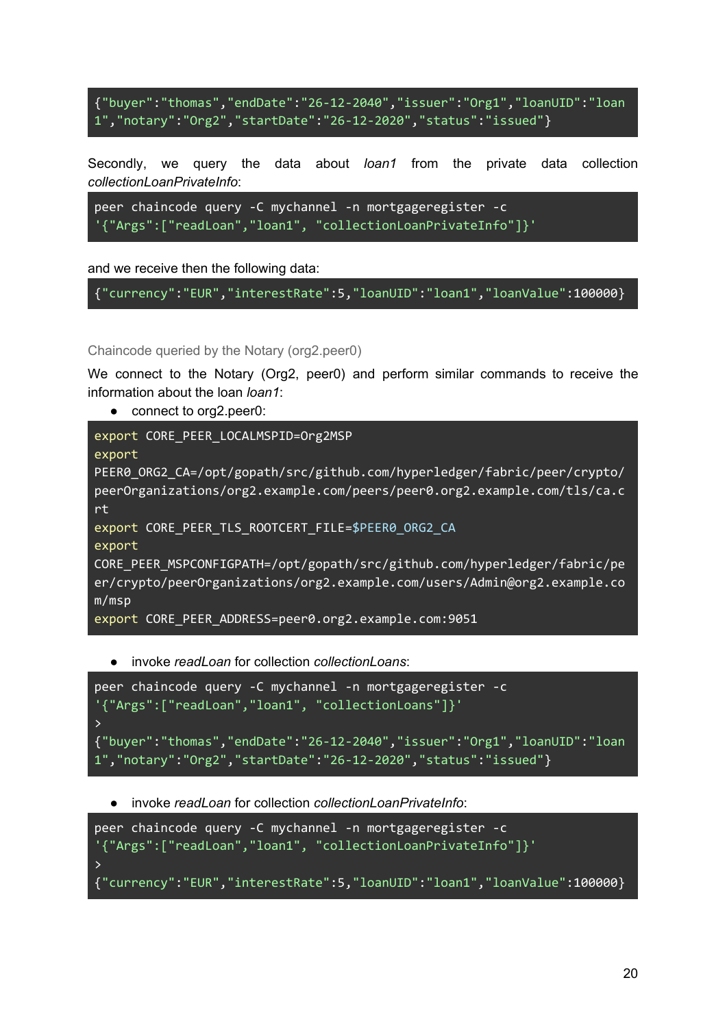```
{"buyer":"thomas","endDate":"26-12-2040","issuer":"Org1","loanUID":"loan1","notary":"Org2","startDate":"26-12-2020","status":"issued"}
```

Secondly, we query the data about *loan1* from the private data collection *collectionLoanPrivateInfo*:

```
peer chaincode query -C mychannel -n mortgageregister -c '{"Args":["readLoan","loan1", "collectionLoanPrivateInfo"]}'
```

and we receive then the following data:

```
{"currency":"EUR","interestRate":5,"loanUID":"loan1","loanValue":100000}
```

### Chaincode queried by the Notary (org2.peer0)

We connect to the Notary (Org2, peer0) and perform similar commands to receive the information about the loan *loan1*:

- connect to org2.peer0:

```
export CORE_PEER_LOCALMSPID=Org2MSP
export PEER0_ORG2_CA=/opt/gopath/src/github.com/hyperledger/fabric/peer/crypto/peerOrganizations/org2.example.com/peers/peer0.org2.example.com/tls/ca.crt
export CORE_PEER_TLS_ROOTCERT_FILE=$PEER0_ORG2_CA
export CORE_PEER_MSPCONFIGPATH=/opt/gopath/src/github.com/hyperledger/fabric/peer/crypto/peerOrganizations/org2.example.com/users/Admin@org2.example.com/msp
export CORE_PEER_ADDRESS=peer0.org2.example.com:9051
```

- invoke *readLoan* for collection *collectionLoans*:

```
peer chaincode query -C mychannel -n mortgageregister -c '{"Args":["readLoan","loan1", "collectionLoans"]}'
>
{"buyer":"thomas","endDate":"26-12-2040","issuer":"Org1","loanUID":"loan1","notary":"Org2","startDate":"26-12-2020","status":"issued"}
```

- invoke *readLoan* for collection *collectionLoanPrivateInfo*:

```
peer chaincode query -C mychannel -n mortgageregister -c '{"Args":["readLoan","loan1", "collectionLoanPrivateInfo"]}'
>
{"currency":"EUR","interestRate":5,"loanUID":"loan1","loanValue":100000}
```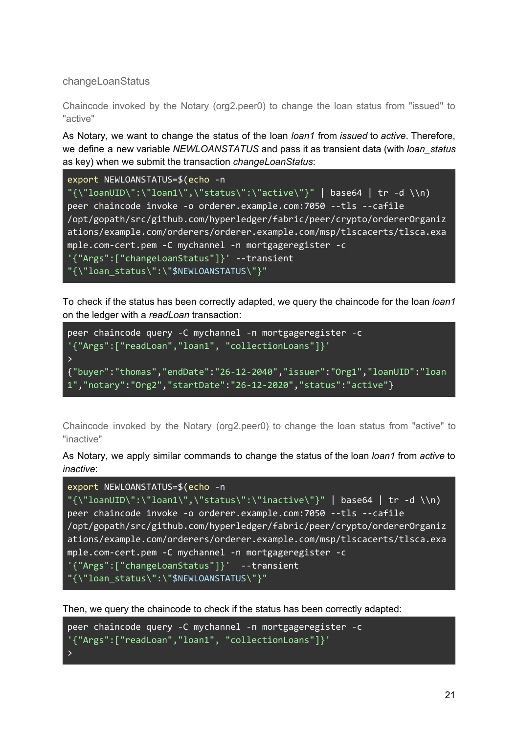### changeLoanStatus

#### Chaincode invoked by the Notary (org2.peer0) to change the loan status from "issued" to "active"

As Notary, we want to change the status of the loan *loan1* from *issued* to *active*. Therefore, we define a new variable *NEWLOANSTATUS* and pass it as transient data (with *loan_status* as key) when we submit the transaction *changeLoanStatus*:

```
export NEWLOANSTATUS=$(echo -n
"{\"loanUID\":\"loan1\",\"status\":\"active\"}" | base64 | tr -d \\n)
peer chaincode invoke -o orderer.example.com:7050 --tls --cafile
/opt/gopath/src/github.com/hyperledger/fabric/peer/crypto/ordererOrganizations/example.com/orderers/orderer.example.com/msp/tlscacerts/tlsca.example.com-cert.pem -C mychannel -n mortgageregister -c
'{"Args":["changeLoanStatus"]}' --transient
"{\"loan_status\":\"$NEWLOANSTATUS\"}"
```

To check if the status has been correctly adapted, we query the chaincode for the loan *loan1* on the ledger with a *readLoan* transaction:

```
peer chaincode query -C mychannel -n mortgageregister -c
'{"Args":["readLoan","loan1", "collectionLoans"]}'
>
{"buyer":"thomas","endDate":"26-12-2040","issuer":"Org1","loanUID":"loan1","notary":"Org2","startDate":"26-12-2020","status":"active"}
```

#### Chaincode invoked by the Notary (org2.peer0) to change the loan status from "active" to "inactive"

As Notary, we apply similar commands to change the status of the loan *loan1* from *active* to *inactive*:

```
export NEWLOANSTATUS=$(echo -n
"{\"loanUID\":\"loan1\",\"status\":\"inactive\"}" | base64 | tr -d \\n)
peer chaincode invoke -o orderer.example.com:7050 --tls --cafile
/opt/gopath/src/github.com/hyperledger/fabric/peer/crypto/ordererOrganizations/example.com/orderers/orderer.example.com/msp/tlscacerts/tlsca.example.com-cert.pem -C mychannel -n mortgageregister -c
'{"Args":["changeLoanStatus"]}'  --transient
"{\"loan_status\":\"$NEWLOANSTATUS\"}"
```

Then, we query the chaincode to check if the status has been correctly adapted:

```
peer chaincode query -C mychannel -n mortgageregister -c
'{"Args":["readLoan","loan1", "collectionLoans"]}'
>
```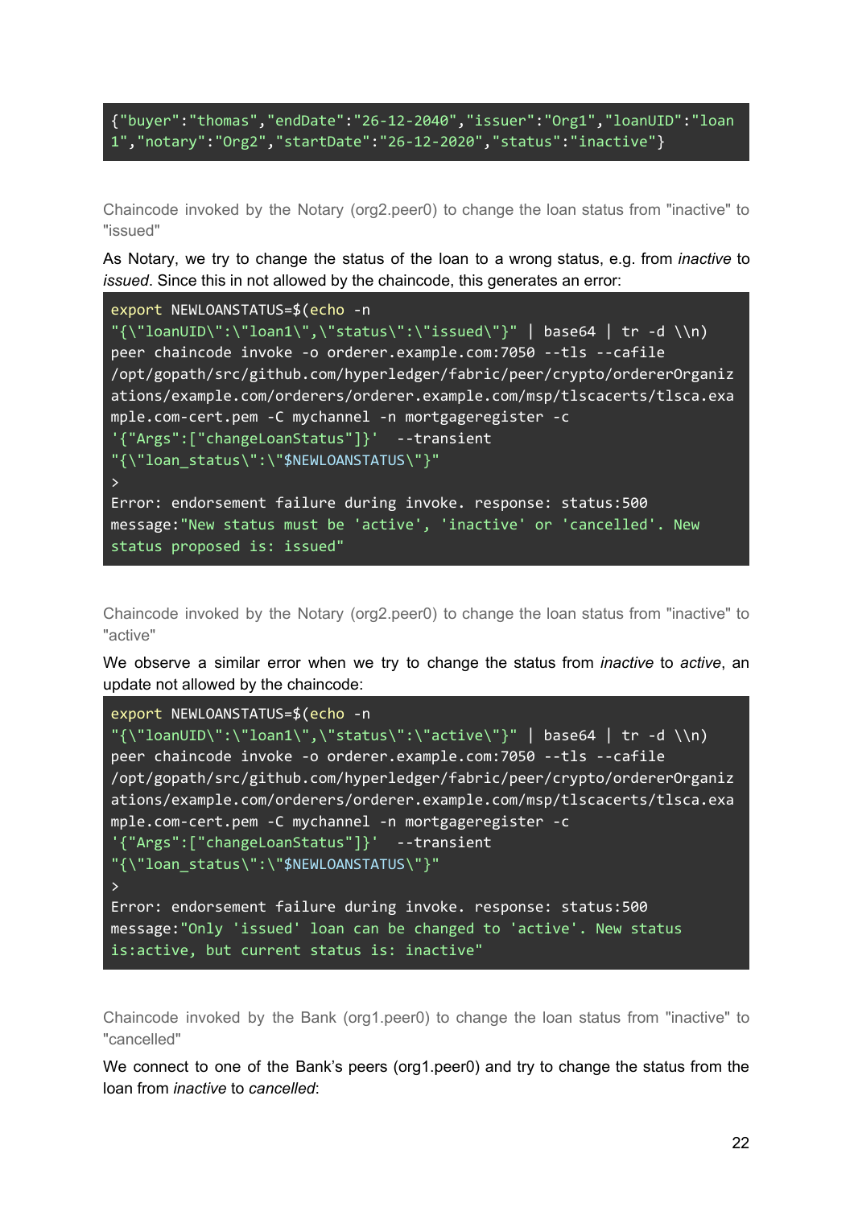```
{"buyer":"thomas","endDate":"26-12-2040","issuer":"Org1","loanUID":"loan1","notary":"Org2","startDate":"26-12-2020","status":"inactive"}
```

Chaincode invoked by the Notary (org2.peer0) to change the loan status from "inactive" to "issued"

As Notary, we try to change the status of the loan to a wrong status, e.g. from *inactive* to *issued*. Since this in not allowed by the chaincode, this generates an error:

```
export NEWLOANSTATUS=$(echo -n
"{\"loanUID\":\"loan1\",\"status\":\"issued\"}" | base64 | tr -d \\n)
peer chaincode invoke -o orderer.example.com:7050 --tls --cafile
/opt/gopath/src/github.com/hyperledger/fabric/peer/crypto/ordererOrganizations/example.com/orderers/orderer.example.com/msp/tlscacerts/tlsca.example.com-cert.pem -C mychannel -n mortgageregister -c
'{"Args":["changeLoanStatus"]}'  --transient
"{\"loan_status\":\"$NEWLOANSTATUS\"}"
>
Error: endorsement failure during invoke. response: status:500
message:"New status must be 'active', 'inactive' or 'cancelled'. New
status proposed is: issued"
```

Chaincode invoked by the Notary (org2.peer0) to change the loan status from "inactive" to "active"

We observe a similar error when we try to change the status from *inactive* to *active*, an update not allowed by the chaincode:

```
export NEWLOANSTATUS=$(echo -n
"{\"loanUID\":\"loan1\",\"status\":\"active\"}" | base64 | tr -d \\n)
peer chaincode invoke -o orderer.example.com:7050 --tls --cafile
/opt/gopath/src/github.com/hyperledger/fabric/peer/crypto/ordererOrganizations/example.com/orderers/orderer.example.com/msp/tlscacerts/tlsca.example.com-cert.pem -C mychannel -n mortgageregister -c
'{"Args":["changeLoanStatus"]}'  --transient
"{\"loan_status\":\"$NEWLOANSTATUS\"}"
>
Error: endorsement failure during invoke. response: status:500
message:"Only 'issued' loan can be changed to 'active'. New status
is:active, but current status is: inactive"
```

Chaincode invoked by the Bank (org1.peer0) to change the loan status from "inactive" to "cancelled"

We connect to one of the Bank's peers (org1.peer0) and try to change the status from the loan from *inactive* to *cancelled*: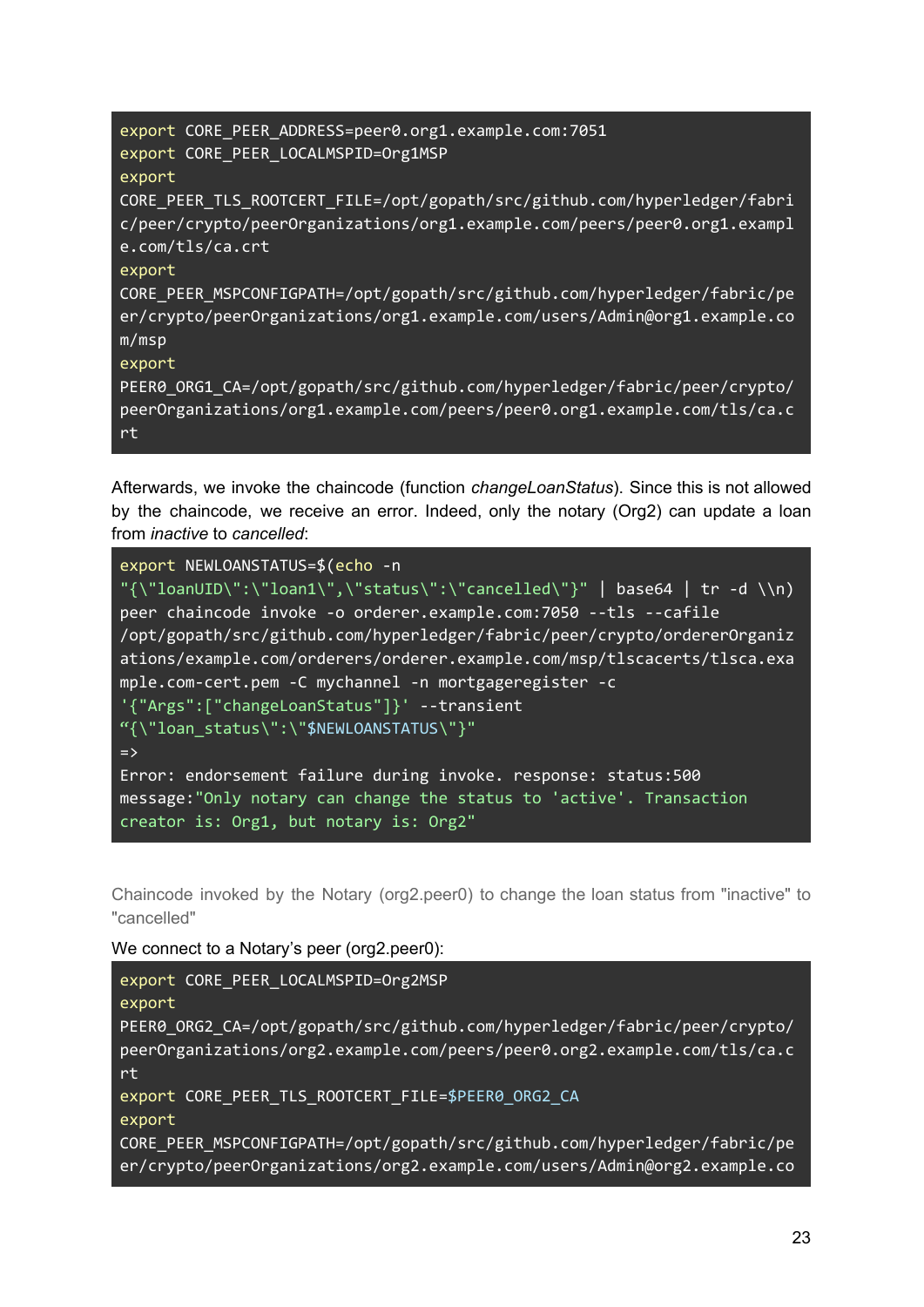```
export CORE_PEER_ADDRESS=peer0.org1.example.com:7051
export CORE_PEER_LOCALMSPID=Org1MSP
export
CORE_PEER_TLS_ROOTCERT_FILE=/opt/gopath/src/github.com/hyperledger/fabric/peer/crypto/peerOrganizations/org1.example.com/peers/peer0.org1.example.com/tls/ca.crt
export
CORE_PEER_MSPCONFIGPATH=/opt/gopath/src/github.com/hyperledger/fabric/peer/crypto/peerOrganizations/org1.example.com/users/Admin@org1.example.com/msp
export
PEER0_ORG1_CA=/opt/gopath/src/github.com/hyperledger/fabric/peer/crypto/peerOrganizations/org1.example.com/peers/peer0.org1.example.com/tls/ca.crt
```

Afterwards, we invoke the chaincode (function *changeLoanStatus*). Since this is not allowed by the chaincode, we receive an error. Indeed, only the notary (Org2) can update a loan from *inactive* to *cancelled*:

```
export NEWLOANSTATUS=$(echo -n
"{\"loanUID\":\"loan1\",\"status\":\"cancelled\"}" | base64 | tr -d \\n)
peer chaincode invoke -o orderer.example.com:7050 --tls --cafile
/opt/gopath/src/github.com/hyperledger/fabric/peer/crypto/ordererOrganizations/example.com/orderers/orderer.example.com/msp/tlscacerts/tlsca.example.com-cert.pem -C mychannel -n mortgageregister -c
'{"Args":["changeLoanStatus"]}' --transient
"{\"loan_status\":\"$NEWLOANSTATUS\"}"
=>
Error: endorsement failure during invoke. response: status:500
message:"Only notary can change the status to 'active'. Transaction creator is: Org1, but notary is: Org2"
```

Chaincode invoked by the Notary (org2.peer0) to change the loan status from "inactive" to "cancelled"

We connect to a Notary's peer (org2.peer0):

```
export CORE_PEER_LOCALMSPID=Org2MSP
export
PEER0_ORG2_CA=/opt/gopath/src/github.com/hyperledger/fabric/peer/crypto/peerOrganizations/org2.example.com/peers/peer0.org2.example.com/tls/ca.crt
export CORE_PEER_TLS_ROOTCERT_FILE=$PEER0_ORG2_CA
export
CORE_PEER_MSPCONFIGPATH=/opt/gopath/src/github.com/hyperledger/fabric/peer/crypto/peerOrganizations/org2.example.com/users/Admin@org2.example.co
```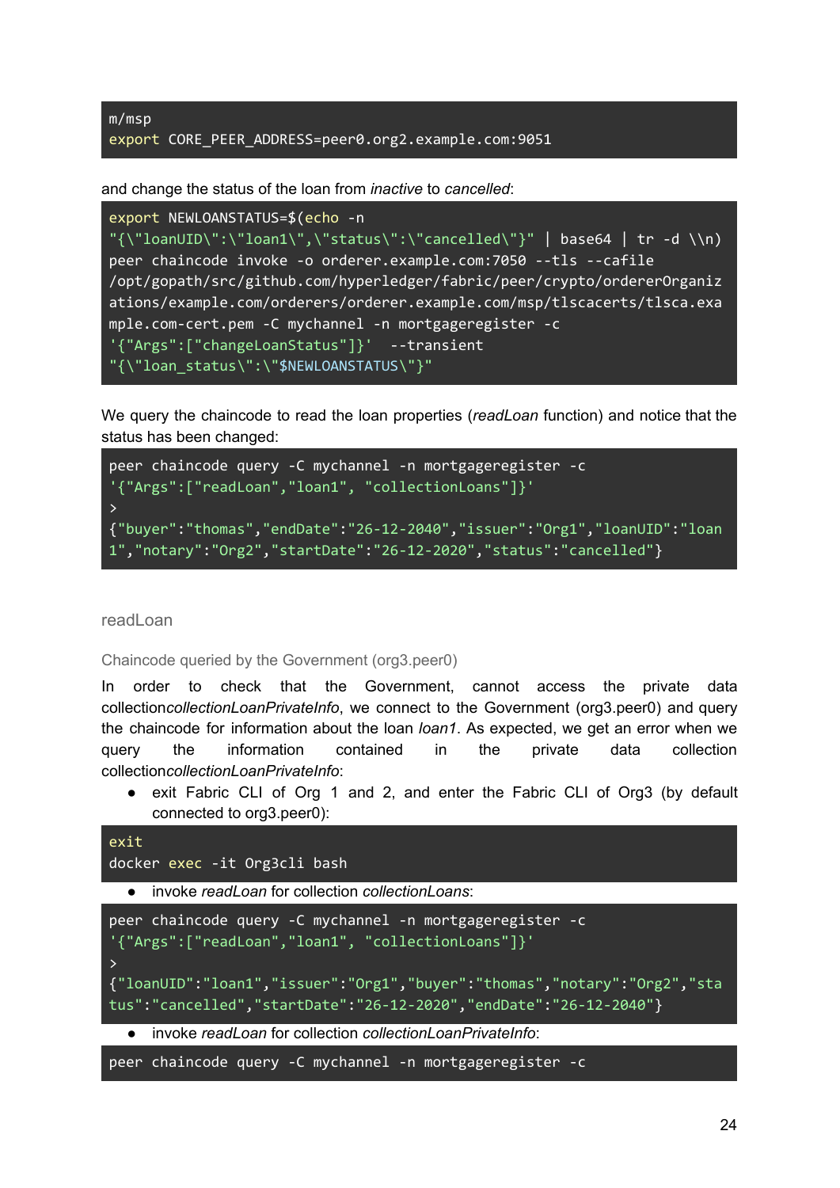```
m/msp
export CORE_PEER_ADDRESS=peer0.org2.example.com:9051
```

and change the status of the loan from *inactive* to *cancelled*:

```
export NEWLOANSTATUS=$(echo -n
"{\"loanUID\":\"loan1\",\"status\":\"cancelled\"}" | base64 | tr -d \\n)
peer chaincode invoke -o orderer.example.com:7050 --tls --cafile
/opt/gopath/src/github.com/hyperledger/fabric/peer/crypto/ordererOrganiz
ations/example.com/orderers/orderer.example.com/msp/tlscacerts/tlsca.exa
mple.com-cert.pem -C mychannel -n mortgageregister -c
'{"Args":["changeLoanStatus"]}'  --transient
"{\"loan_status\":\"$NEWLOANSTATUS\"}"
```

We query the chaincode to read the loan properties (*readLoan* function) and notice that the status has been changed:

```
peer chaincode query -C mychannel -n mortgageregister -c
'{"Args":["readLoan","loan1", "collectionLoans"]}'
>
{"buyer":"thomas","endDate":"26-12-2040","issuer":"Org1","loanUID":"loan
1","notary":"Org2","startDate":"26-12-2020","status":"cancelled"}
```

## readLoan

### Chaincode queried by the Government (org3.peer0)

In order to check that the Government, cannot access the private data collection*collectionLoanPrivateInfo*, we connect to the Government (org3.peer0) and query the chaincode for information about the loan *loan1*. As expected, we get an error when we query the information contained in the private data collection*collectionLoanPrivateInfo*:

- exit Fabric CLI of Org 1 and 2, and enter the Fabric CLI of Org3 (by default connected to org3.peer0):

```
exit
docker exec -it Org3cli bash
```

- invoke *readLoan* for collection *collectionLoans*:

```
peer chaincode query -C mychannel -n mortgageregister -c
'{"Args":["readLoan","loan1", "collectionLoans"]}'
>
{"loanUID":"loan1","issuer":"Org1","buyer":"thomas","notary":"Org2","sta
tus":"cancelled","startDate":"26-12-2020","endDate":"26-12-2040"}
```

- invoke *readLoan* for collection *collectionLoanPrivateInfo*:

```
peer chaincode query -C mychannel -n mortgageregister -c
```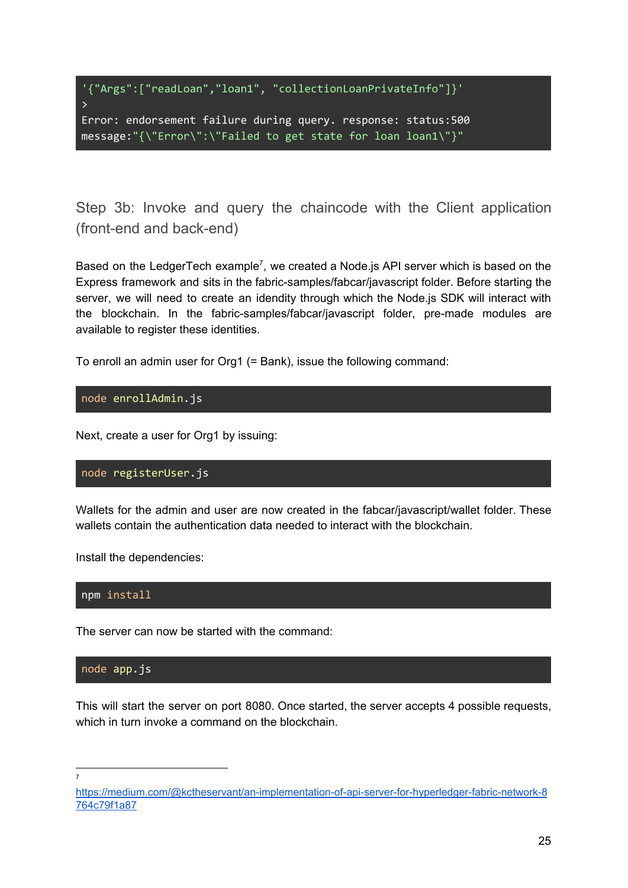```
'{"Args":["readLoan","loan1", "collectionLoanPrivateInfo"]}'
>
Error: endorsement failure during query. response: status:500
message:"{\"Error\":\"Failed to get state for loan loan1\"}"
```

### Step 3b: Invoke and query the chaincode with the Client application (front-end and back-end)

Based on the LedgerTech example[7], we created a Node.js API server which is based on the Express framework and sits in the fabric-samples/fabcar/javascript folder. Before starting the server, we will need to create an idendity through which the Node.js SDK will interact with the blockchain. In the fabric-samples/fabcar/javascript folder, pre-made modules are available to register these identities.

To enroll an admin user for Org1 (= Bank), issue the following command:

```
node enrollAdmin.js
```

Next, create a user for Org1 by issuing:

```
node registerUser.js
```

Wallets for the admin and user are now created in the fabcar/javascript/wallet folder. These wallets contain the authentication data needed to interact with the blockchain.

Install the dependencies:

```
npm install
```

The server can now be started with the command:

```
node app.js
```

This will start the server on port 8080. Once started, the server accepts 4 possible requests, which in turn invoke a command on the blockchain.

---

[7] https://medium.com/@kctheservant/an-implementation-of-api-server-for-hyperledger-fabric-network-8764c79f1a87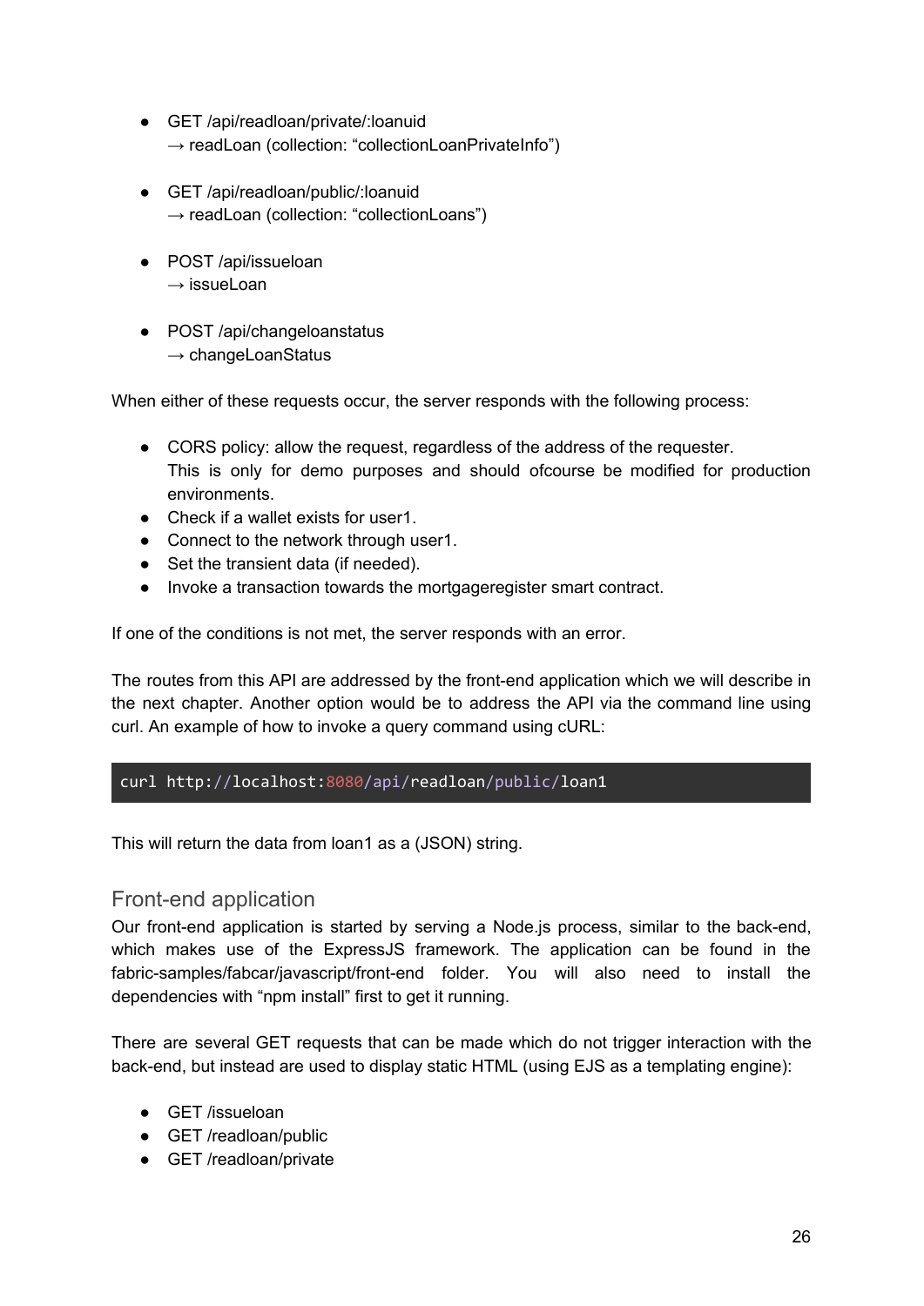- GET /api/readloan/private/:loanuid
  → readLoan (collection: “collectionLoanPrivateInfo”)

- GET /api/readloan/public/:loanuid
  → readLoan (collection: “collectionLoans”)

- POST /api/issueloan
  → issueLoan

- POST /api/changeloanstatus
  → changeLoanStatus

When either of these requests occur, the server responds with the following process:

- CORS policy: allow the request, regardless of the address of the requester.
  This is only for demo purposes and should ofcourse be modified for production environments.
- Check if a wallet exists for user1.
- Connect to the network through user1.
- Set the transient data (if needed).
- Invoke a transaction towards the mortgageregister smart contract.

If one of the conditions is not met, the server responds with an error.

The routes from this API are addressed by the front-end application which we will describe in the next chapter. Another option would be to address the API via the command line using curl. An example of how to invoke a query command using cURL:

```
curl http://localhost:8080/api/readloan/public/loan1
```

This will return the data from loan1 as a (JSON) string.

## Front-end application

Our front-end application is started by serving a Node.js process, similar to the back-end, which makes use of the ExpressJS framework. The application can be found in the fabric-samples/fabcar/javascript/front-end folder. You will also need to install the dependencies with “npm install” first to get it running.

There are several GET requests that can be made which do not trigger interaction with the back-end, but instead are used to display static HTML (using EJS as a templating engine):

- GET /issueloan
- GET /readloan/public
- GET /readloan/private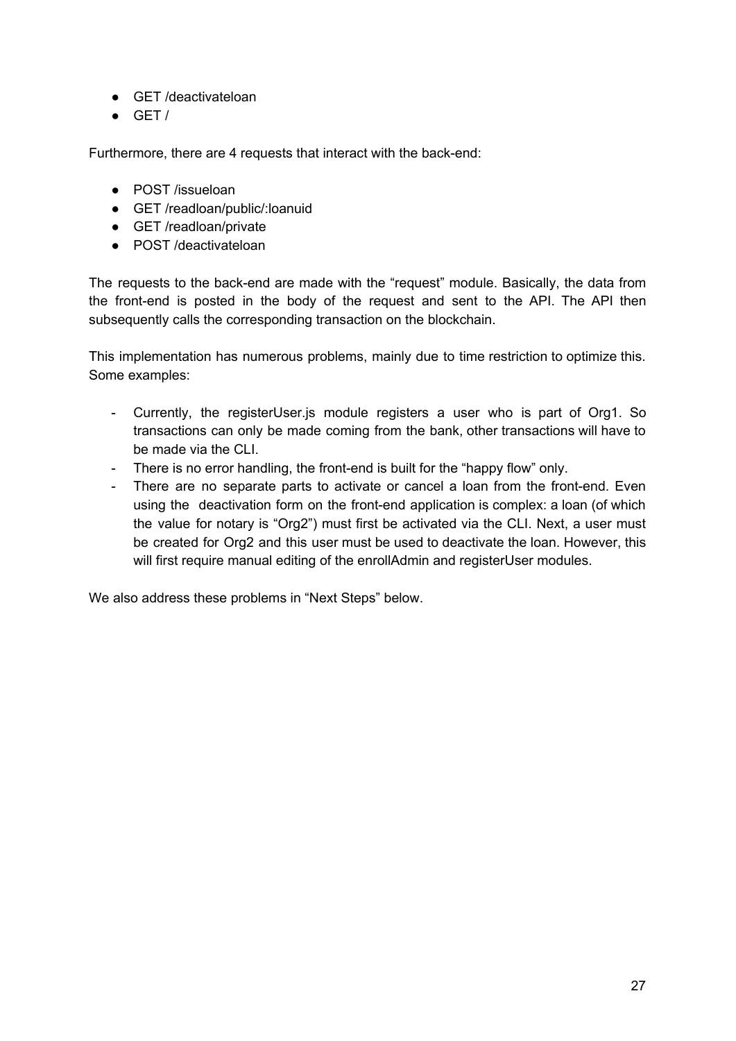- GET /deactivateloan
- GET /

Furthermore, there are 4 requests that interact with the back-end:

- POST /issueloan
- GET /readloan/public/:loanuid
- GET /readloan/private
- POST /deactivateloan

The requests to the back-end are made with the "request" module. Basically, the data from the front-end is posted in the body of the request and sent to the API. The API then subsequently calls the corresponding transaction on the blockchain.

This implementation has numerous problems, mainly due to time restriction to optimize this. Some examples:

- Currently, the registerUser.js module registers a user who is part of Org1. So transactions can only be made coming from the bank, other transactions will have to be made via the CLI.
- There is no error handling, the front-end is built for the "happy flow" only.
- There are no separate parts to activate or cancel a loan from the front-end. Even using the deactivation form on the front-end application is complex: a loan (of which the value for notary is "Org2") must first be activated via the CLI. Next, a user must be created for Org2 and this user must be used to deactivate the loan. However, this will first require manual editing of the enrollAdmin and registerUser modules.

We also address these problems in "Next Steps" below.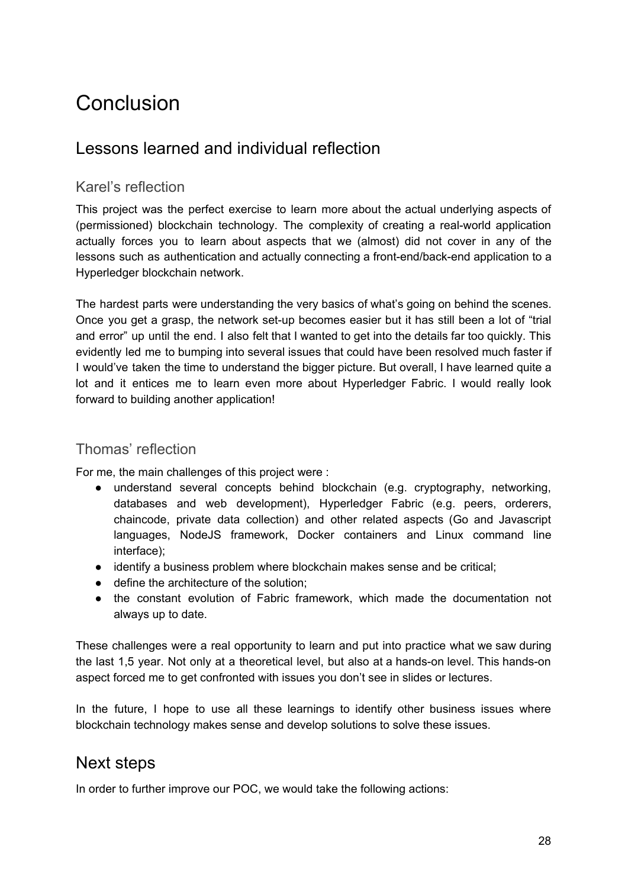# Conclusion

## Lessons learned and individual reflection

### Karel's reflection

This project was the perfect exercise to learn more about the actual underlying aspects of (permissioned) blockchain technology. The complexity of creating a real-world application actually forces you to learn about aspects that we (almost) did not cover in any of the lessons such as authentication and actually connecting a front-end/back-end application to a Hyperledger blockchain network.

The hardest parts were understanding the very basics of what's going on behind the scenes. Once you get a grasp, the network set-up becomes easier but it has still been a lot of "trial and error" up until the end. I also felt that I wanted to get into the details far too quickly. This evidently led me to bumping into several issues that could have been resolved much faster if I would've taken the time to understand the bigger picture. But overall, I have learned quite a lot and it entices me to learn even more about Hyperledger Fabric. I would really look forward to building another application!

### Thomas' reflection

For me, the main challenges of this project were :

- understand several concepts behind blockchain (e.g. cryptography, networking, databases and web development), Hyperledger Fabric (e.g. peers, orderers, chaincode, private data collection) and other related aspects (Go and Javascript languages, NodeJS framework, Docker containers and Linux command line interface);
- identify a business problem where blockchain makes sense and be critical;
- define the architecture of the solution;
- the constant evolution of Fabric framework, which made the documentation not always up to date.

These challenges were a real opportunity to learn and put into practice what we saw during the last 1,5 year. Not only at a theoretical level, but also at a hands-on level. This hands-on aspect forced me to get confronted with issues you don't see in slides or lectures.

In the future, I hope to use all these learnings to identify other business issues where blockchain technology makes sense and develop solutions to solve these issues.

## Next steps

In order to further improve our POC, we would take the following actions: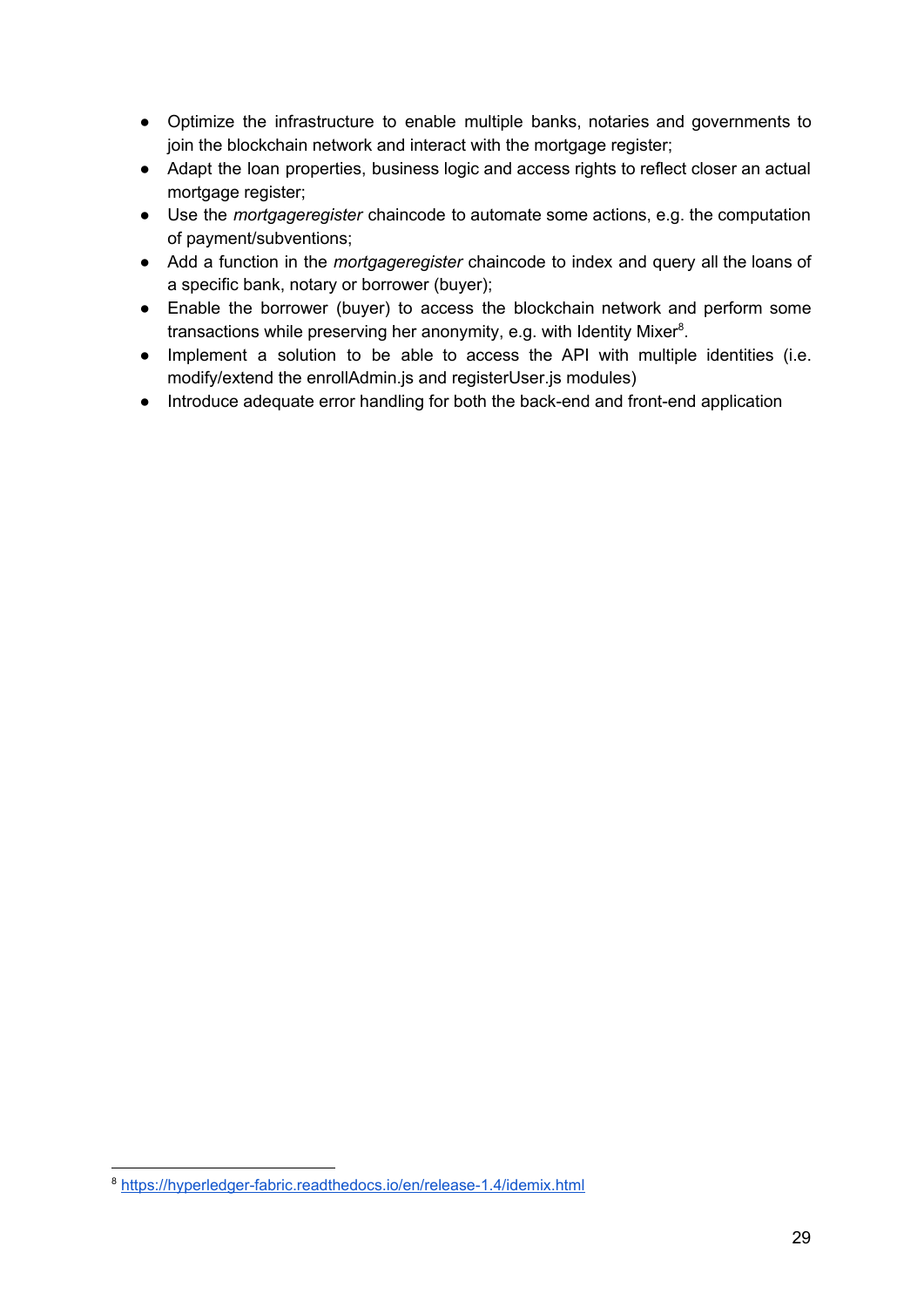- Optimize the infrastructure to enable multiple banks, notaries and governments to join the blockchain network and interact with the mortgage register;
- Adapt the loan properties, business logic and access rights to reflect closer an actual mortgage register;
- Use the *mortgageregister* chaincode to automate some actions, e.g. the computation of payment/subventions;
- Add a function in the *mortgageregister* chaincode to index and query all the loans of a specific bank, notary or borrower (buyer);
- Enable the borrower (buyer) to access the blockchain network and perform some transactions while preserving her anonymity, e.g. with Identity Mixer[8].
- Implement a solution to be able to access the API with multiple identities (i.e. modify/extend the enrollAdmin.js and registerUser.js modules)
- Introduce adequate error handling for both the back-end and front-end application

[8] https://hyperledger-fabric.readthedocs.io/en/release-1.4/idemix.html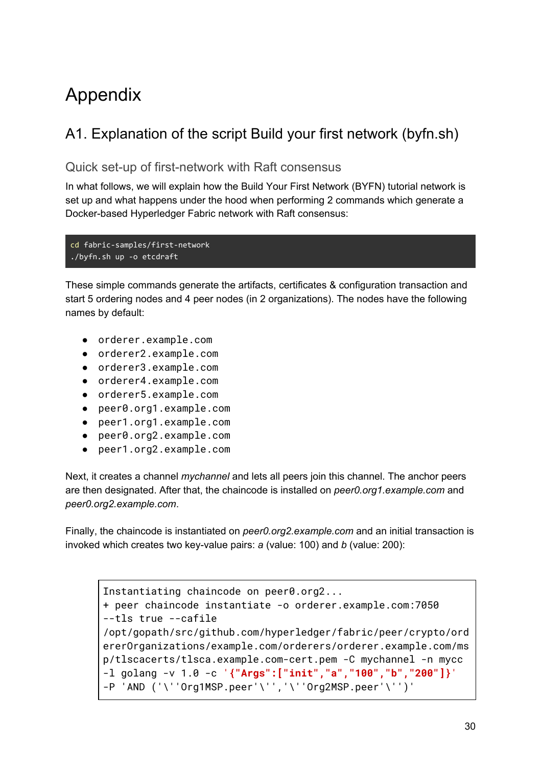# Appendix

## A1. Explanation of the script Build your first network (byfn.sh)

### Quick set-up of first-network with Raft consensus

In what follows, we will explain how the Build Your First Network (BYFN) tutorial network is set up and what happens under the hood when performing 2 commands which generate a Docker-based Hyperledger Fabric network with Raft consensus:

```
cd fabric-samples/first-network
./byfn.sh up -o etcdraft
```

These simple commands generate the artifacts, certificates & configuration transaction and start 5 ordering nodes and 4 peer nodes (in 2 organizations). The nodes have the following names by default:

- `orderer.example.com`
- `orderer2.example.com`
- `orderer3.example.com`
- `orderer4.example.com`
- `orderer5.example.com`
- `peer0.org1.example.com`
- `peer1.org1.example.com`
- `peer0.org2.example.com`
- `peer1.org2.example.com`

Next, it creates a channel *mychannel* and lets all peers join this channel. The anchor peers are then designated. After that, the chaincode is installed on *peer0.org1.example.com* and *peer0.org2.example.com*.

Finally, the chaincode is instantiated on *peer0.org2.example.com* and an initial transaction is invoked which creates two key-value pairs: *a* (value: 100) and *b* (value: 200):

```
Instantiating chaincode on peer0.org2...
+ peer chaincode instantiate -o orderer.example.com:7050
--tls true --cafile
/opt/gopath/src/github.com/hyperledger/fabric/peer/crypto/ordererOrganizations/example.com/orderers/orderer.example.com/msp/tlscacerts/tlsca.example.com-cert.pem -C mychannel -n mycc
-l golang -v 1.0 -c '{"Args":["init","a","100","b","200"]}'
-P 'AND ('\''Org1MSP.peer'\'','\''Org2MSP.peer'\'')'
```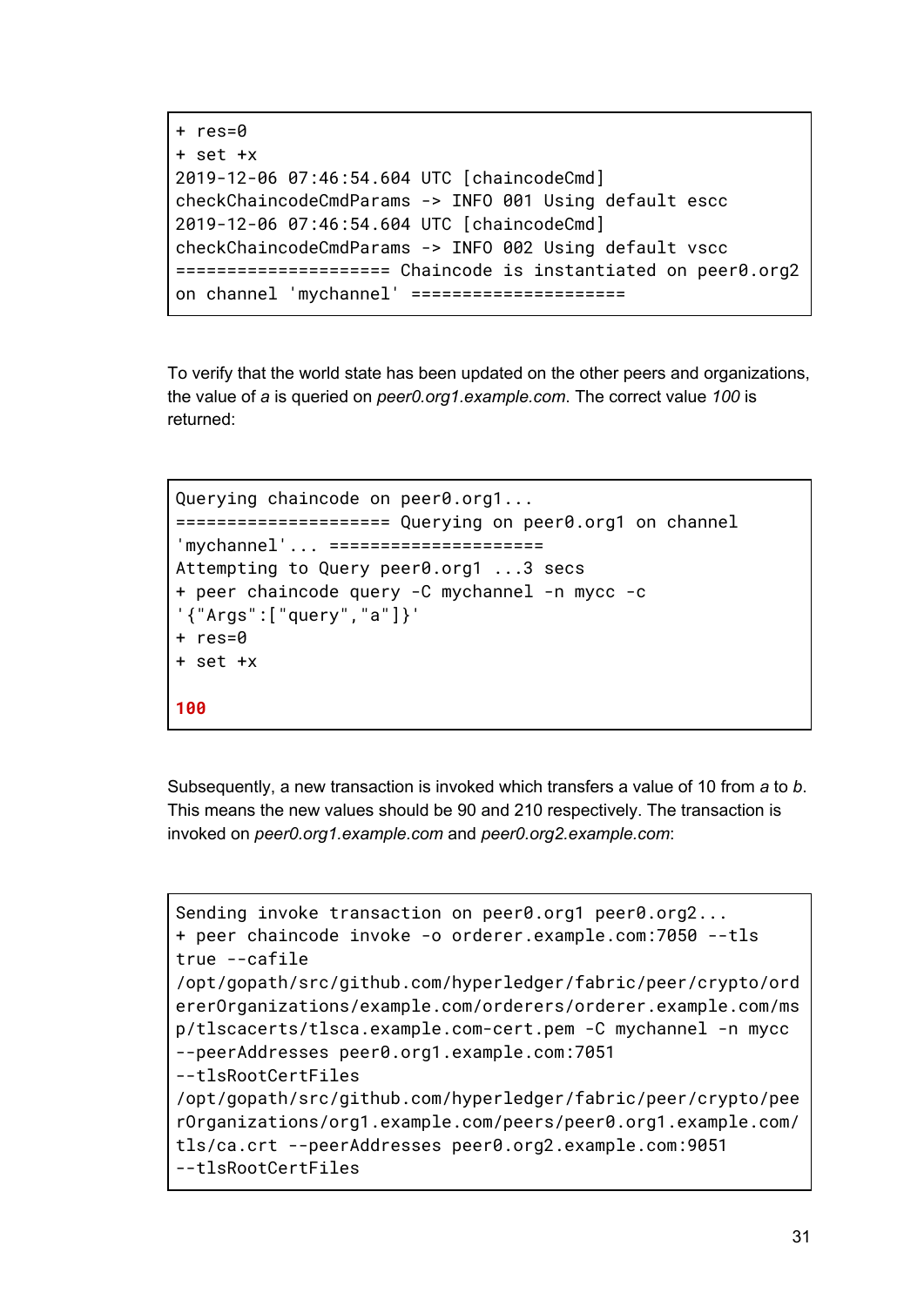```
+ res=0
+ set +x
2019-12-06 07:46:54.604 UTC [chaincodeCmd]
checkChaincodeCmdParams -> INFO 001 Using default escc
2019-12-06 07:46:54.604 UTC [chaincodeCmd]
checkChaincodeCmdParams -> INFO 002 Using default vscc
===================== Chaincode is instantiated on peer0.org2
on channel 'mychannel' =====================
```

To verify that the world state has been updated on the other peers and organizations, the value of *a* is queried on *peer0.org1.example.com*. The correct value *100* is returned:

```
Querying chaincode on peer0.org1...
===================== Querying on peer0.org1 on channel
'mychannel'... =====================
Attempting to Query peer0.org1 ...3 secs
+ peer chaincode query -C mychannel -n mycc -c
'{"Args":["query","a"]}'
+ res=0
+ set +x

100
```

Subsequently, a new transaction is invoked which transfers a value of 10 from *a* to *b*. This means the new values should be 90 and 210 respectively. The transaction is invoked on *peer0.org1.example.com* and *peer0.org2.example.com*:

```
Sending invoke transaction on peer0.org1 peer0.org2...
+ peer chaincode invoke -o orderer.example.com:7050 --tls
true --cafile
/opt/gopath/src/github.com/hyperledger/fabric/peer/crypto/ord
ererOrganizations/example.com/orderers/orderer.example.com/ms
p/tlscacerts/tlsca.example.com-cert.pem -C mychannel -n mycc
--peerAddresses peer0.org1.example.com:7051
--tlsRootCertFiles
/opt/gopath/src/github.com/hyperledger/fabric/peer/crypto/pee
rOrganizations/org1.example.com/peers/peer0.org1.example.com/
tls/ca.crt --peerAddresses peer0.org2.example.com:9051
--tlsRootCertFiles
```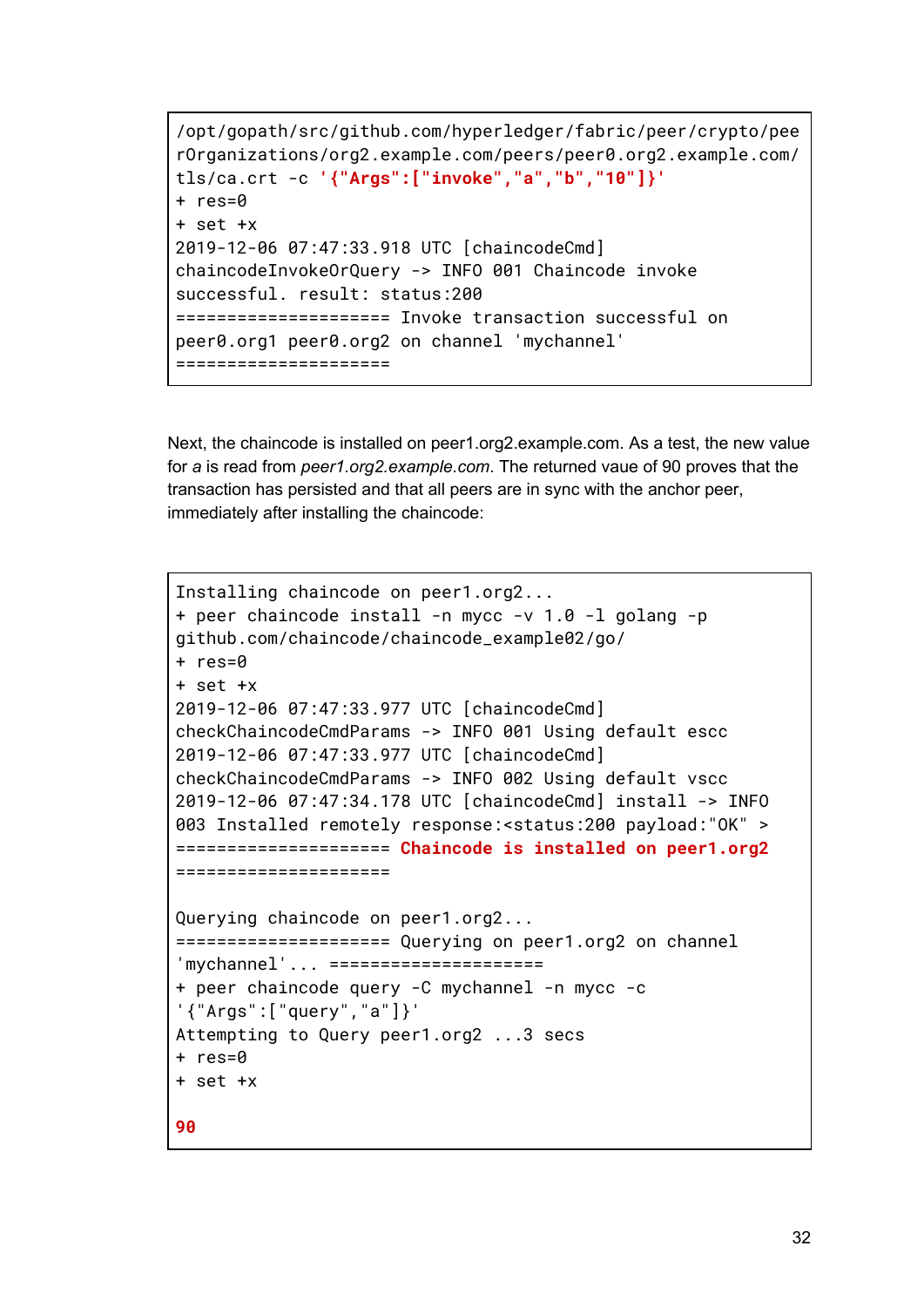```
/opt/gopath/src/github.com/hyperledger/fabric/peer/crypto/pee
rOrganizations/org2.example.com/peers/peer0.org2.example.com/
tls/ca.crt -c '{"Args":["invoke","a","b","10"]}'
+ res=0
+ set +x
2019-12-06 07:47:33.918 UTC [chaincodeCmd]
chaincodeInvokeOrQuery -> INFO 001 Chaincode invoke
successful. result: status:200
===================== Invoke transaction successful on
peer0.org1 peer0.org2 on channel 'mychannel'
=====================
```

Next, the chaincode is installed on peer1.org2.example.com. As a test, the new value for *a* is read from *peer1.org2.example.com*. The returned vaue of 90 proves that the transaction has persisted and that all peers are in sync with the anchor peer, immediately after installing the chaincode:

```
Installing chaincode on peer1.org2...
+ peer chaincode install -n mycc -v 1.0 -l golang -p
github.com/chaincode/chaincode_example02/go/
+ res=0
+ set +x
2019-12-06 07:47:33.977 UTC [chaincodeCmd]
checkChaincodeCmdParams -> INFO 001 Using default escc
2019-12-06 07:47:33.977 UTC [chaincodeCmd]
checkChaincodeCmdParams -> INFO 002 Using default vscc
2019-12-06 07:47:34.178 UTC [chaincodeCmd] install -> INFO
003 Installed remotely response:<status:200 payload:"OK" >
===================== Chaincode is installed on peer1.org2
=====================

Querying chaincode on peer1.org2...
===================== Querying on peer1.org2 on channel
'mychannel'... =====================
+ peer chaincode query -C mychannel -n mycc -c
'{"Args":["query","a"]}'
Attempting to Query peer1.org2 ...3 secs
+ res=0
+ set +x

90
```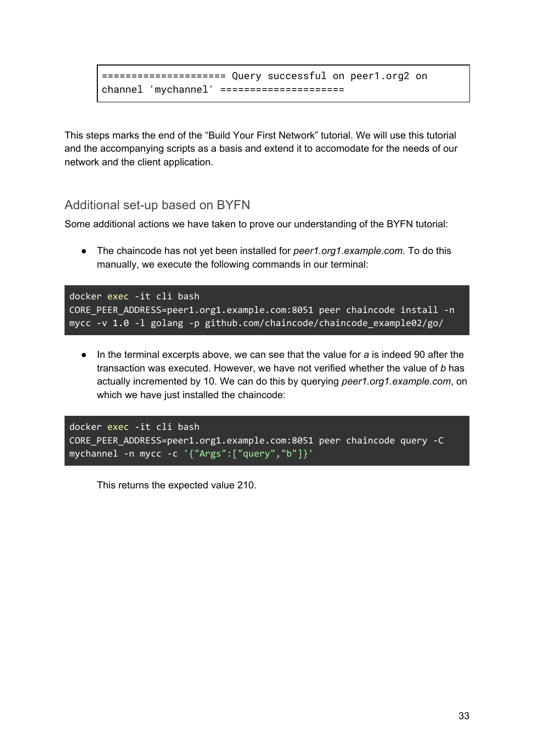```
==================== Query successful on peer1.org2 on
channel 'mychannel' ====================
```

This steps marks the end of the "Build Your First Network" tutorial. We will use this tutorial and the accompanying scripts as a basis and extend it to accomodate for the needs of our network and the client application.

## Additional set-up based on BYFN

Some additional actions we have taken to prove our understanding of the BYFN tutorial:

- The chaincode has not yet been installed for *peer1.org1.example.com*. To do this manually, we execute the following commands in our terminal:

```
docker exec -it cli bash
CORE_PEER_ADDRESS=peer1.org1.example.com:8051 peer chaincode install -n
mycc -v 1.0 -l golang -p github.com/chaincode/chaincode_example02/go/
```

- In the terminal excerpts above, we can see that the value for *a* is indeed 90 after the transaction was executed. However, we have not verified whether the value of *b* has actually incremented by 10. We can do this by querying *peer1.org1.example.com*, on which we have just installed the chaincode:

```
docker exec -it cli bash
CORE_PEER_ADDRESS=peer1.org1.example.com:8051 peer chaincode query -C
mychannel -n mycc -c '{"Args":["query","b"]}'
```

This returns the expected value 210.